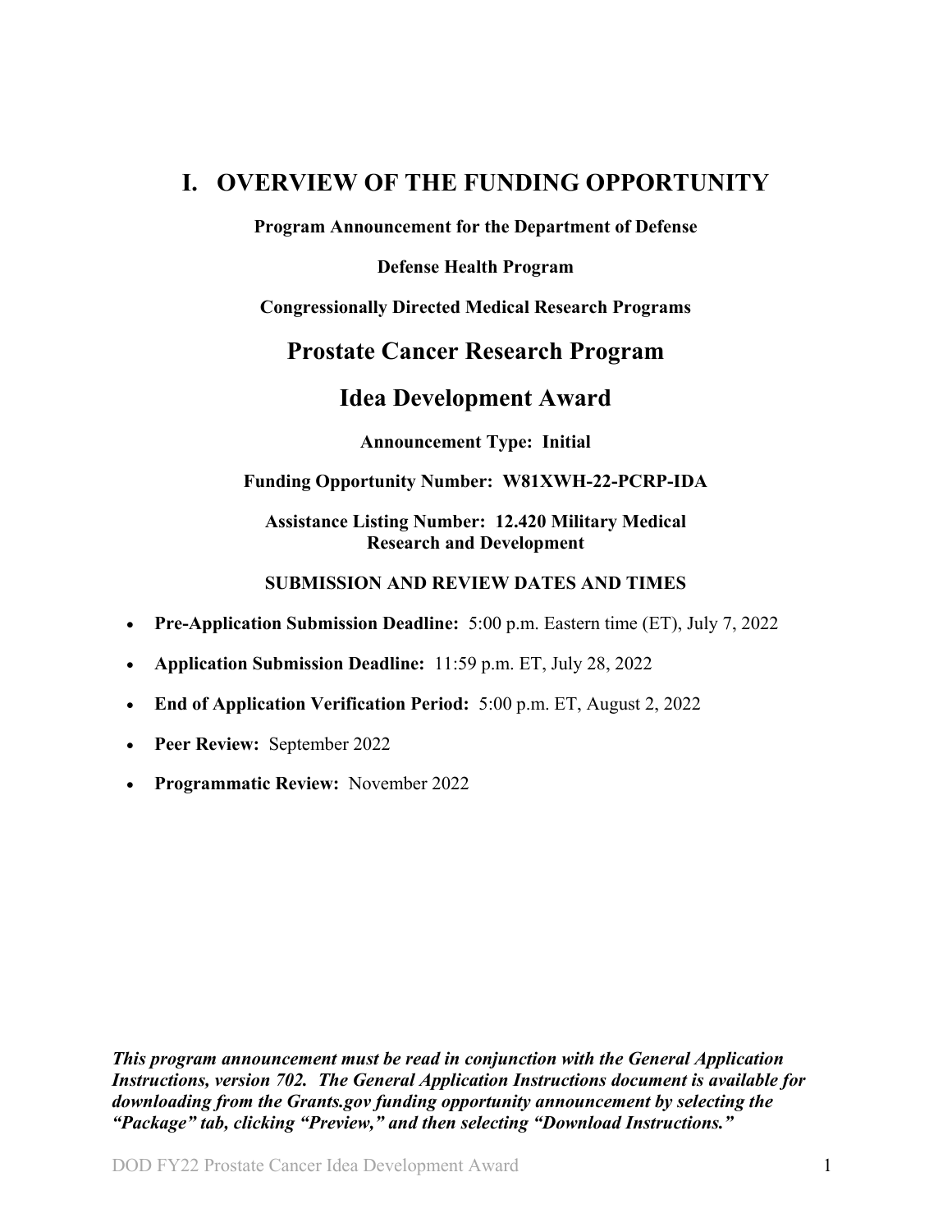# I. OVERVIEW OF THE FUNDING OPPORTUNITY

**Program Announcement for the Department of Defense**

**Defense Health Program**

**Congressionally Directed Medical Research Programs**

## Prostate Cancer Research Program

## Idea Development Award

**Announcement Type: Initial**

**Funding Opportunity Number: W81XWH-22-PCRP-IDA**

**Assistance Listing Number: 12.420 Military Medical Research and Development**

**SUBMISSION AND REVIEW DATES AND TIMES**

- **Pre-Application Submission Deadline:** 5:00 p.m. Eastern time (ET), July 7, 2022
- **Application Submission Deadline:** 11:59 p.m. ET, July 28, 2022
- **End of Application Verification Period:** 5:00 p.m. ET, August 2, 2022
- **Peer Review:** September 2022
- **Programmatic Review:** November 2022

***This program announcement must be read in conjunction with the General Application Instructions, version 702. The General Application Instructions document is available for downloading from the Grants.gov funding opportunity announcement by selecting the "Package" tab, clicking "Preview," and then selecting "Download Instructions."***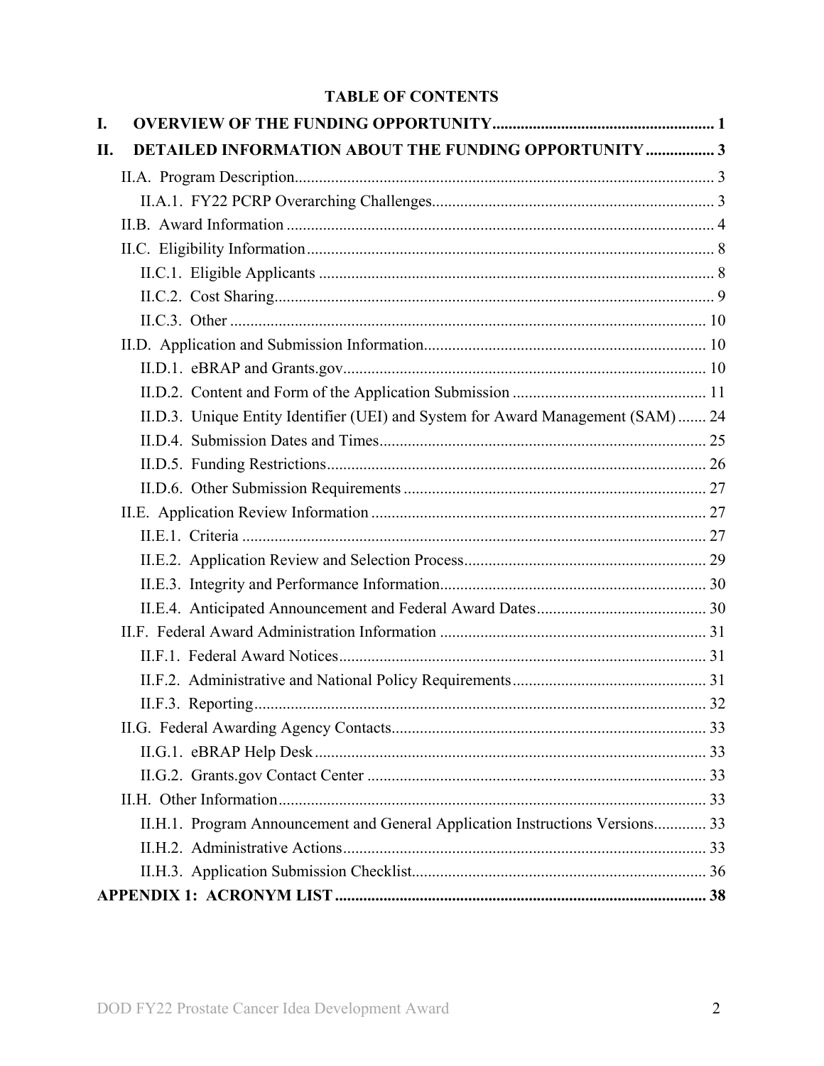## TABLE OF CONTENTS

**I. OVERVIEW OF THE FUNDING OPPORTUNITY ....................................................... 1**

**II. DETAILED INFORMATION ABOUT THE FUNDING OPPORTUNITY ................. 3**

- II.A. Program Description....................................................................................... 3
  - II.A.1. FY22 PCRP Overarching Challenges..................................................................... 3
- II.B. Award Information ......................................................................................... 4
- II.C. Eligibility Information .................................................................................... 8
  - II.C.1. Eligible Applicants ................................................................................. 8
  - II.C.2. Cost Sharing........................................................................................... 9
  - II.C.3. Other ..................................................................................................... 10
- II.D. Application and Submission Information..................................................................... 10
  - II.D.1. eBRAP and Grants.gov......................................................................... 10
  - II.D.2. Content and Form of the Application Submission ................................................ 11
  - II.D.3. Unique Entity Identifier (UEI) and System for Award Management (SAM) ....... 24
  - II.D.4. Submission Dates and Times................................................................. 25
  - II.D.5. Funding Restrictions............................................................................. 26
  - II.D.6. Other Submission Requirements .......................................................... 27
- II.E. Application Review Information .................................................................. 27
  - II.E.1. Criteria .................................................................................................. 27
  - II.E.2. Application Review and Selection Process............................................................ 29
  - II.E.3. Integrity and Performance Information................................................................. 30
  - II.E.4. Anticipated Announcement and Federal Award Dates.......................................... 30
- II.F. Federal Award Administration Information ................................................................. 31
  - II.F.1. Federal Award Notices.......................................................................... 31
  - II.F.2. Administrative and National Policy Requirements................................................ 31
  - II.F.3. Reporting............................................................................................... 32
- II.G. Federal Awarding Agency Contacts............................................................................. 33
  - II.G.1. eBRAP Help Desk ................................................................................. 33
  - II.G.2. Grants.gov Contact Center ................................................................... 33
- II.H. Other Information.......................................................................................... 33
  - II.H.1. Program Announcement and General Application Instructions Versions............. 33
  - II.H.2. Administrative Actions.......................................................................... 33
  - II.H.3. Application Submission Checklist......................................................................... 36

**APPENDIX 1: ACRONYM LIST ........................................................................... 38**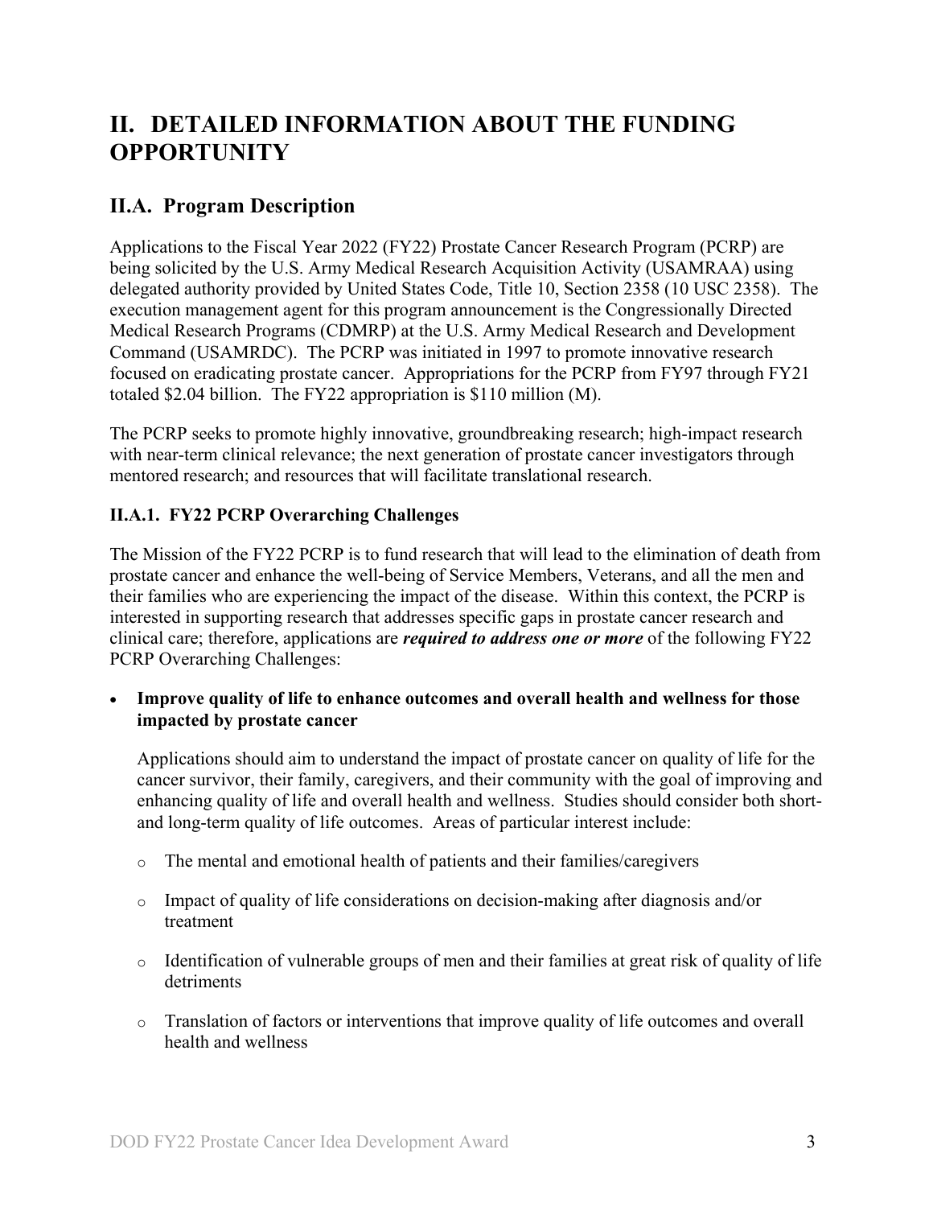# II. DETAILED INFORMATION ABOUT THE FUNDING OPPORTUNITY

## II.A. Program Description

Applications to the Fiscal Year 2022 (FY22) Prostate Cancer Research Program (PCRP) are being solicited by the U.S. Army Medical Research Acquisition Activity (USAMRAA) using delegated authority provided by United States Code, Title 10, Section 2358 (10 USC 2358). The execution management agent for this program announcement is the Congressionally Directed Medical Research Programs (CDMRP) at the U.S. Army Medical Research and Development Command (USAMRDC). The PCRP was initiated in 1997 to promote innovative research focused on eradicating prostate cancer. Appropriations for the PCRP from FY97 through FY21 totaled $2.04 billion. The FY22 appropriation is $110 million (M).

The PCRP seeks to promote highly innovative, groundbreaking research; high-impact research with near-term clinical relevance; the next generation of prostate cancer investigators through mentored research; and resources that will facilitate translational research.

### II.A.1. FY22 PCRP Overarching Challenges

The Mission of the FY22 PCRP is to fund research that will lead to the elimination of death from prostate cancer and enhance the well-being of Service Members, Veterans, and all the men and their families who are experiencing the impact of the disease. Within this context, the PCRP is interested in supporting research that addresses specific gaps in prostate cancer research and clinical care; therefore, applications are ***required to address one or more*** of the following FY22 PCRP Overarching Challenges:

- **Improve quality of life to enhance outcomes and overall health and wellness for those impacted by prostate cancer**

  Applications should aim to understand the impact of prostate cancer on quality of life for the cancer survivor, their family, caregivers, and their community with the goal of improving and enhancing quality of life and overall health and wellness. Studies should consider both short- and long-term quality of life outcomes. Areas of particular interest include:

  - The mental and emotional health of patients and their families/caregivers
  - Impact of quality of life considerations on decision-making after diagnosis and/or treatment
  - Identification of vulnerable groups of men and their families at great risk of quality of life detriments
  - Translation of factors or interventions that improve quality of life outcomes and overall health and wellness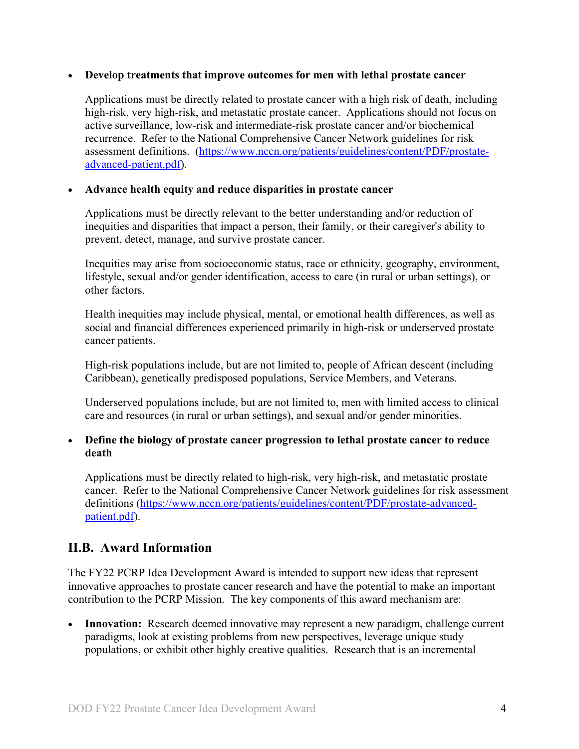- **Develop treatments that improve outcomes for men with lethal prostate cancer**

  Applications must be directly related to prostate cancer with a high risk of death, including high-risk, very high-risk, and metastatic prostate cancer. Applications should not focus on active surveillance, low-risk and intermediate-risk prostate cancer and/or biochemical recurrence. Refer to the National Comprehensive Cancer Network guidelines for risk assessment definitions. ([https://www.nccn.org/patients/guidelines/content/PDF/prostate-advanced-patient.pdf](https://www.nccn.org/patients/guidelines/content/PDF/prostate-advanced-patient.pdf)).

- **Advance health equity and reduce disparities in prostate cancer**

  Applications must be directly relevant to the better understanding and/or reduction of inequities and disparities that impact a person, their family, or their caregiver's ability to prevent, detect, manage, and survive prostate cancer.

  Inequities may arise from socioeconomic status, race or ethnicity, geography, environment, lifestyle, sexual and/or gender identification, access to care (in rural or urban settings), or other factors.

  Health inequities may include physical, mental, or emotional health differences, as well as social and financial differences experienced primarily in high-risk or underserved prostate cancer patients.

  High-risk populations include, but are not limited to, people of African descent (including Caribbean), genetically predisposed populations, Service Members, and Veterans.

  Underserved populations include, but are not limited to, men with limited access to clinical care and resources (in rural or urban settings), and sexual and/or gender minorities.

- **Define the biology of prostate cancer progression to lethal prostate cancer to reduce death**

  Applications must be directly related to high-risk, very high-risk, and metastatic prostate cancer. Refer to the National Comprehensive Cancer Network guidelines for risk assessment definitions ([https://www.nccn.org/patients/guidelines/content/PDF/prostate-advanced-patient.pdf](https://www.nccn.org/patients/guidelines/content/PDF/prostate-advanced-patient.pdf)).

## II.B. Award Information

The FY22 PCRP Idea Development Award is intended to support new ideas that represent innovative approaches to prostate cancer research and have the potential to make an important contribution to the PCRP Mission. The key components of this award mechanism are:

- **Innovation:** Research deemed innovative may represent a new paradigm, challenge current paradigms, look at existing problems from new perspectives, leverage unique study populations, or exhibit other highly creative qualities. Research that is an incremental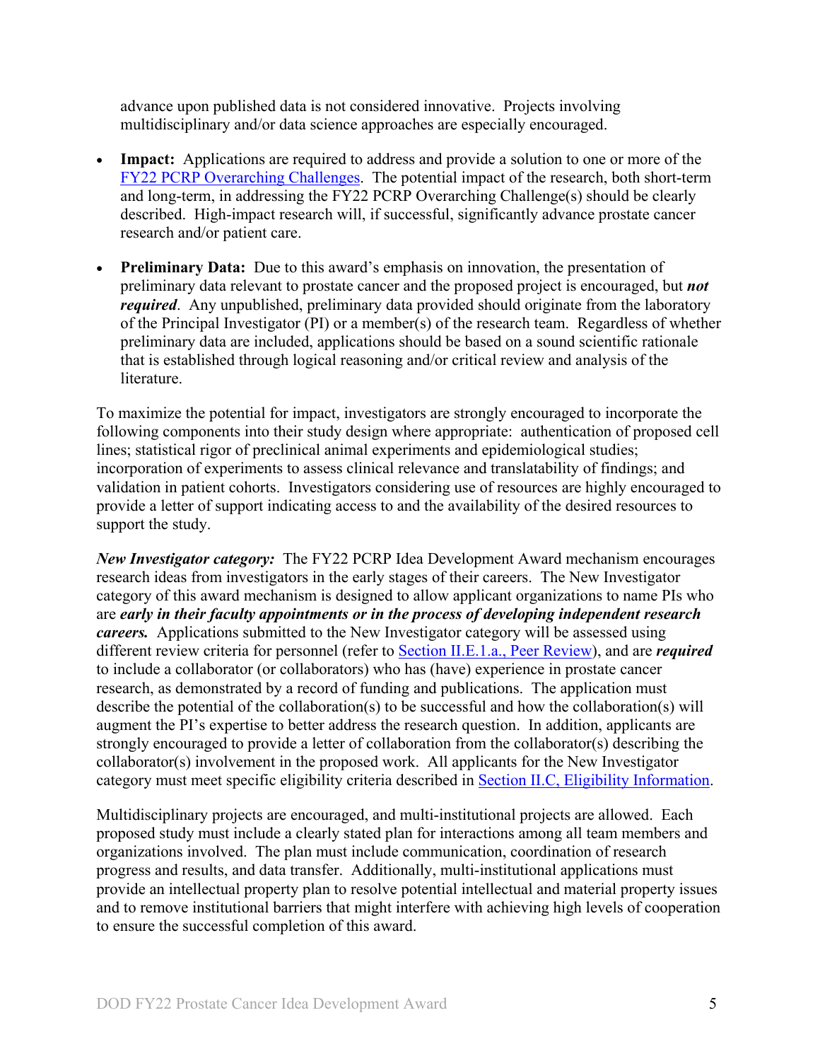advance upon published data is not considered innovative. Projects involving multidisciplinary and/or data science approaches are especially encouraged.

- **Impact:** Applications are required to address and provide a solution to one or more of the FY22 PCRP Overarching Challenges. The potential impact of the research, both short-term and long-term, in addressing the FY22 PCRP Overarching Challenge(s) should be clearly described. High-impact research will, if successful, significantly advance prostate cancer research and/or patient care.

- **Preliminary Data:** Due to this award's emphasis on innovation, the presentation of preliminary data relevant to prostate cancer and the proposed project is encouraged, but ***not required***. Any unpublished, preliminary data provided should originate from the laboratory of the Principal Investigator (PI) or a member(s) of the research team. Regardless of whether preliminary data are included, applications should be based on a sound scientific rationale that is established through logical reasoning and/or critical review and analysis of the literature.

To maximize the potential for impact, investigators are strongly encouraged to incorporate the following components into their study design where appropriate: authentication of proposed cell lines; statistical rigor of preclinical animal experiments and epidemiological studies; incorporation of experiments to assess clinical relevance and translatability of findings; and validation in patient cohorts. Investigators considering use of resources are highly encouraged to provide a letter of support indicating access to and the availability of the desired resources to support the study.

***New Investigator category:*** The FY22 PCRP Idea Development Award mechanism encourages research ideas from investigators in the early stages of their careers. The New Investigator category of this award mechanism is designed to allow applicant organizations to name PIs who are ***early in their faculty appointments or in the process of developing independent research careers.*** Applications submitted to the New Investigator category will be assessed using different review criteria for personnel (refer to Section II.E.1.a., Peer Review), and are ***required*** to include a collaborator (or collaborators) who has (have) experience in prostate cancer research, as demonstrated by a record of funding and publications. The application must describe the potential of the collaboration(s) to be successful and how the collaboration(s) will augment the PI's expertise to better address the research question. In addition, applicants are strongly encouraged to provide a letter of collaboration from the collaborator(s) describing the collaborator(s) involvement in the proposed work. All applicants for the New Investigator category must meet specific eligibility criteria described in Section II.C, Eligibility Information.

Multidisciplinary projects are encouraged, and multi-institutional projects are allowed. Each proposed study must include a clearly stated plan for interactions among all team members and organizations involved. The plan must include communication, coordination of research progress and results, and data transfer. Additionally, multi-institutional applications must provide an intellectual property plan to resolve potential intellectual and material property issues and to remove institutional barriers that might interfere with achieving high levels of cooperation to ensure the successful completion of this award.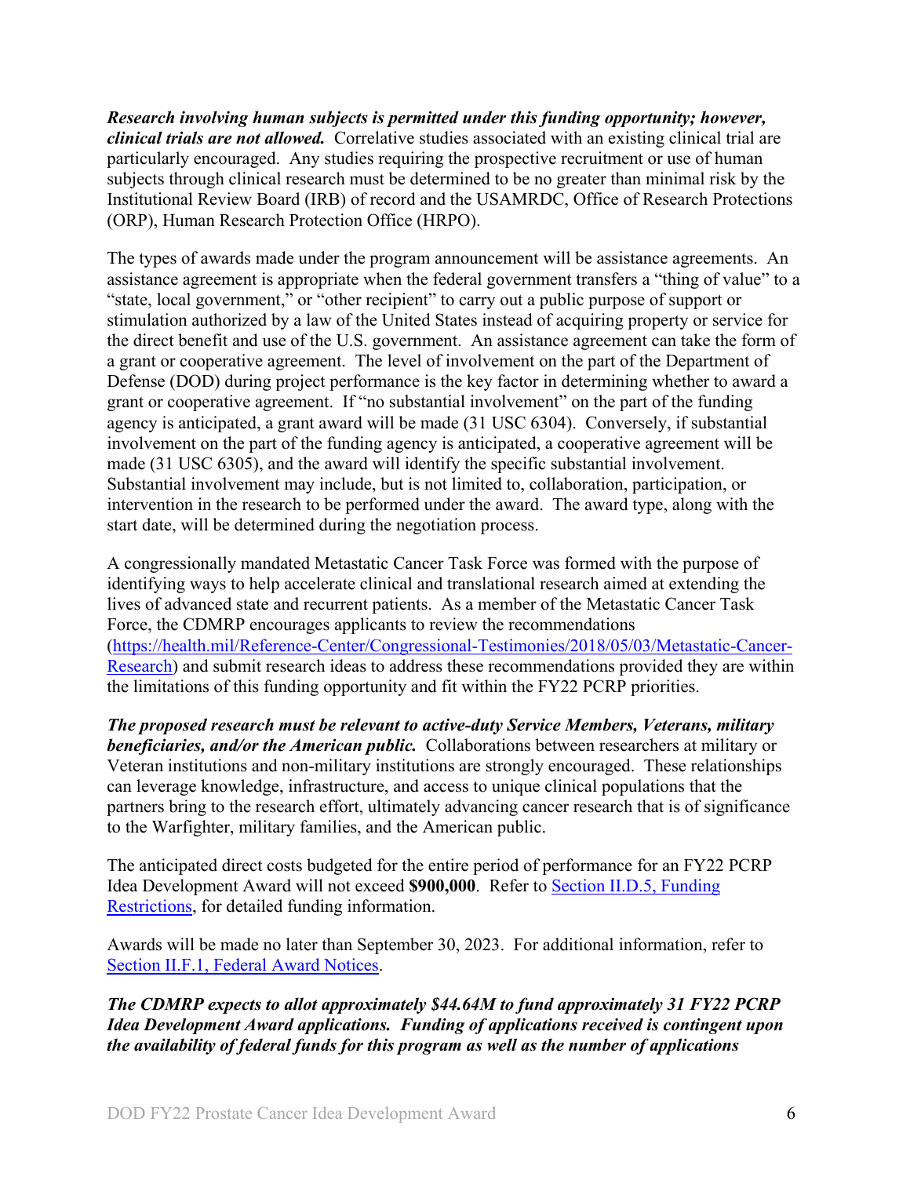***Research involving human subjects is permitted under this funding opportunity; however, clinical trials are not allowed.*** Correlative studies associated with an existing clinical trial are particularly encouraged. Any studies requiring the prospective recruitment or use of human subjects through clinical research must be determined to be no greater than minimal risk by the Institutional Review Board (IRB) of record and the USAMRDC, Office of Research Protections (ORP), Human Research Protection Office (HRPO).

The types of awards made under the program announcement will be assistance agreements. An assistance agreement is appropriate when the federal government transfers a "thing of value" to a "state, local government," or "other recipient" to carry out a public purpose of support or stimulation authorized by a law of the United States instead of acquiring property or service for the direct benefit and use of the U.S. government. An assistance agreement can take the form of a grant or cooperative agreement. The level of involvement on the part of the Department of Defense (DOD) during project performance is the key factor in determining whether to award a grant or cooperative agreement. If "no substantial involvement" on the part of the funding agency is anticipated, a grant award will be made (31 USC 6304). Conversely, if substantial involvement on the part of the funding agency is anticipated, a cooperative agreement will be made (31 USC 6305), and the award will identify the specific substantial involvement. Substantial involvement may include, but is not limited to, collaboration, participation, or intervention in the research to be performed under the award. The award type, along with the start date, will be determined during the negotiation process.

A congressionally mandated Metastatic Cancer Task Force was formed with the purpose of identifying ways to help accelerate clinical and translational research aimed at extending the lives of advanced state and recurrent patients. As a member of the Metastatic Cancer Task Force, the CDMRP encourages applicants to review the recommendations ([https://health.mil/Reference-Center/Congressional-Testimonies/2018/05/03/Metastatic-Cancer-Research](https://health.mil/Reference-Center/Congressional-Testimonies/2018/05/03/Metastatic-Cancer-Research)) and submit research ideas to address these recommendations provided they are within the limitations of this funding opportunity and fit within the FY22 PCRP priorities.

***The proposed research must be relevant to active-duty Service Members, Veterans, military beneficiaries, and/or the American public.*** Collaborations between researchers at military or Veteran institutions and non-military institutions are strongly encouraged. These relationships can leverage knowledge, infrastructure, and access to unique clinical populations that the partners bring to the research effort, ultimately advancing cancer research that is of significance to the Warfighter, military families, and the American public.

The anticipated direct costs budgeted for the entire period of performance for an FY22 PCRP Idea Development Award will not exceed **$900,000**. Refer to Section II.D.5, Funding Restrictions, for detailed funding information.

Awards will be made no later than September 30, 2023. For additional information, refer to Section II.F.1, Federal Award Notices.

***The CDMRP expects to allot approximately $44.64M to fund approximately 31 FY22 PCRP Idea Development Award applications. Funding of applications received is contingent upon the availability of federal funds for this program as well as the number of applications***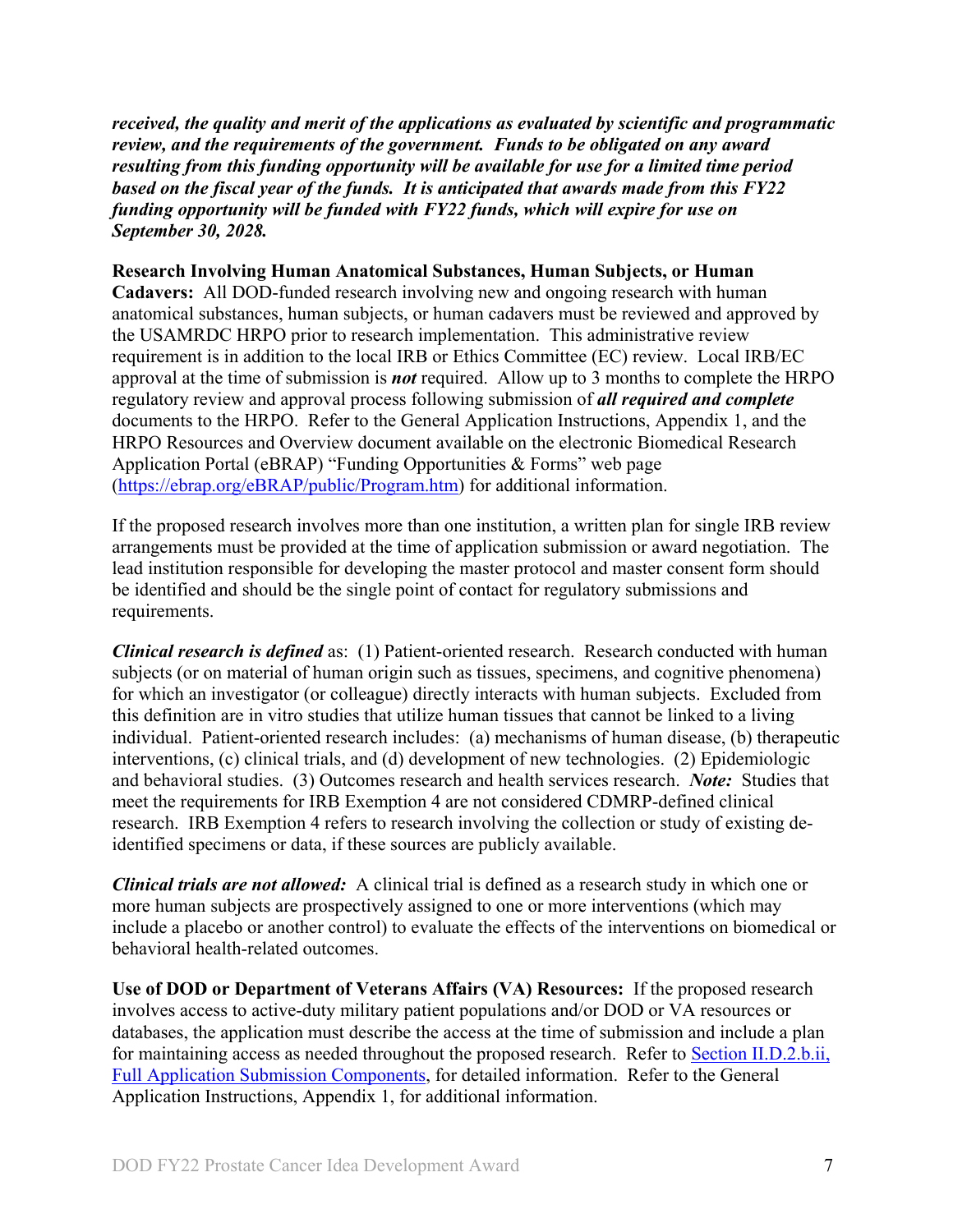***received, the quality and merit of the applications as evaluated by scientific and programmatic review, and the requirements of the government. Funds to be obligated on any award resulting from this funding opportunity will be available for use for a limited time period based on the fiscal year of the funds. It is anticipated that awards made from this FY22 funding opportunity will be funded with FY22 funds, which will expire for use on September 30, 2028.***

**Research Involving Human Anatomical Substances, Human Subjects, or Human Cadavers:** All DOD-funded research involving new and ongoing research with human anatomical substances, human subjects, or human cadavers must be reviewed and approved by the USAMRDC HRPO prior to research implementation. This administrative review requirement is in addition to the local IRB or Ethics Committee (EC) review. Local IRB/EC approval at the time of submission is ***not*** required. Allow up to 3 months to complete the HRPO regulatory review and approval process following submission of ***all required and complete*** documents to the HRPO. Refer to the General Application Instructions, Appendix 1, and the HRPO Resources and Overview document available on the electronic Biomedical Research Application Portal (eBRAP) "Funding Opportunities & Forms" web page ([https://ebrap.org/eBRAP/public/Program.htm](https://ebrap.org/eBRAP/public/Program.htm)) for additional information.

If the proposed research involves more than one institution, a written plan for single IRB review arrangements must be provided at the time of application submission or award negotiation. The lead institution responsible for developing the master protocol and master consent form should be identified and should be the single point of contact for regulatory submissions and requirements.

***Clinical research is defined*** as: (1) Patient-oriented research. Research conducted with human subjects (or on material of human origin such as tissues, specimens, and cognitive phenomena) for which an investigator (or colleague) directly interacts with human subjects. Excluded from this definition are in vitro studies that utilize human tissues that cannot be linked to a living individual. Patient-oriented research includes: (a) mechanisms of human disease, (b) therapeutic interventions, (c) clinical trials, and (d) development of new technologies. (2) Epidemiologic and behavioral studies. (3) Outcomes research and health services research. ***Note:*** Studies that meet the requirements for IRB Exemption 4 are not considered CDMRP-defined clinical research. IRB Exemption 4 refers to research involving the collection or study of existing de-identified specimens or data, if these sources are publicly available.

***Clinical trials are not allowed:*** A clinical trial is defined as a research study in which one or more human subjects are prospectively assigned to one or more interventions (which may include a placebo or another control) to evaluate the effects of the interventions on biomedical or behavioral health-related outcomes.

**Use of DOD or Department of Veterans Affairs (VA) Resources:** If the proposed research involves access to active-duty military patient populations and/or DOD or VA resources or databases, the application must describe the access at the time of submission and include a plan for maintaining access as needed throughout the proposed research. Refer to Section II.D.2.b.ii, Full Application Submission Components, for detailed information. Refer to the General Application Instructions, Appendix 1, for additional information.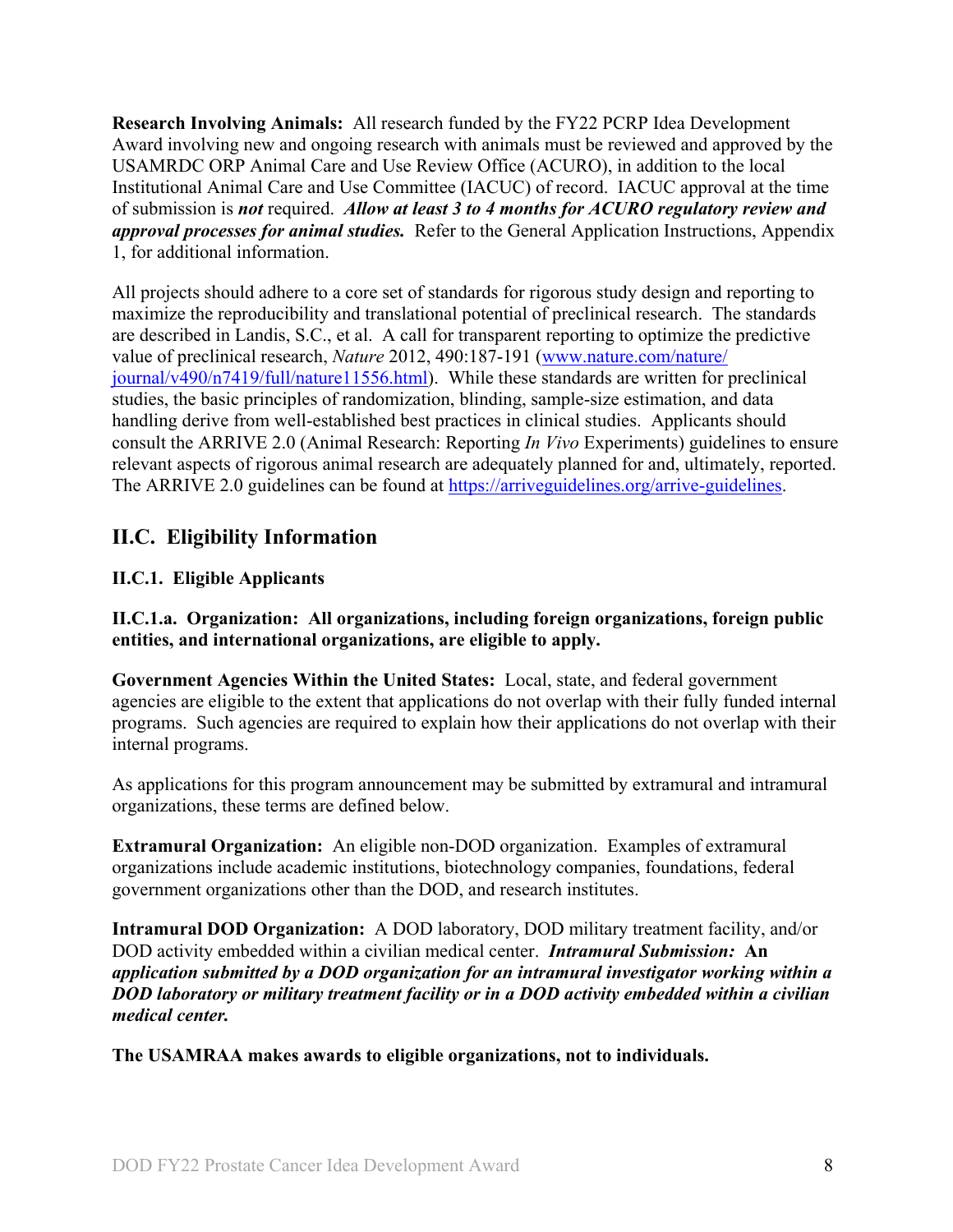**Research Involving Animals:** All research funded by the FY22 PCRP Idea Development Award involving new and ongoing research with animals must be reviewed and approved by the USAMRDC ORP Animal Care and Use Review Office (ACURO), in addition to the local Institutional Animal Care and Use Committee (IACUC) of record. IACUC approval at the time of submission is ***not*** required. ***Allow at least 3 to 4 months for ACURO regulatory review and approval processes for animal studies.*** Refer to the General Application Instructions, Appendix 1, for additional information.

All projects should adhere to a core set of standards for rigorous study design and reporting to maximize the reproducibility and translational potential of preclinical research. The standards are described in Landis, S.C., et al. A call for transparent reporting to optimize the predictive value of preclinical research, *Nature* 2012, 490:187-191 ([www.nature.com/nature/journal/v490/n7419/full/nature11556.html](www.nature.com/nature/journal/v490/n7419/full/nature11556.html)). While these standards are written for preclinical studies, the basic principles of randomization, blinding, sample-size estimation, and data handling derive from well-established best practices in clinical studies. Applicants should consult the ARRIVE 2.0 (Animal Research: Reporting *In Vivo* Experiments) guidelines to ensure relevant aspects of rigorous animal research are adequately planned for and, ultimately, reported. The ARRIVE 2.0 guidelines can be found at [https://arriveguidelines.org/arrive-guidelines](https://arriveguidelines.org/arrive-guidelines).

## II.C. Eligibility Information

### II.C.1. Eligible Applicants

**II.C.1.a. Organization: All organizations, including foreign organizations, foreign public entities, and international organizations, are eligible to apply.**

**Government Agencies Within the United States:** Local, state, and federal government agencies are eligible to the extent that applications do not overlap with their fully funded internal programs. Such agencies are required to explain how their applications do not overlap with their internal programs.

As applications for this program announcement may be submitted by extramural and intramural organizations, these terms are defined below.

**Extramural Organization:** An eligible non-DOD organization. Examples of extramural organizations include academic institutions, biotechnology companies, foundations, federal government organizations other than the DOD, and research institutes.

**Intramural DOD Organization:** A DOD laboratory, DOD military treatment facility, and/or DOD activity embedded within a civilian medical center. ***Intramural Submission:* *An application submitted by a DOD organization for an intramural investigator working within a DOD laboratory or military treatment facility or in a DOD activity embedded within a civilian medical center.***

**The USAMRAA makes awards to eligible organizations, not to individuals.**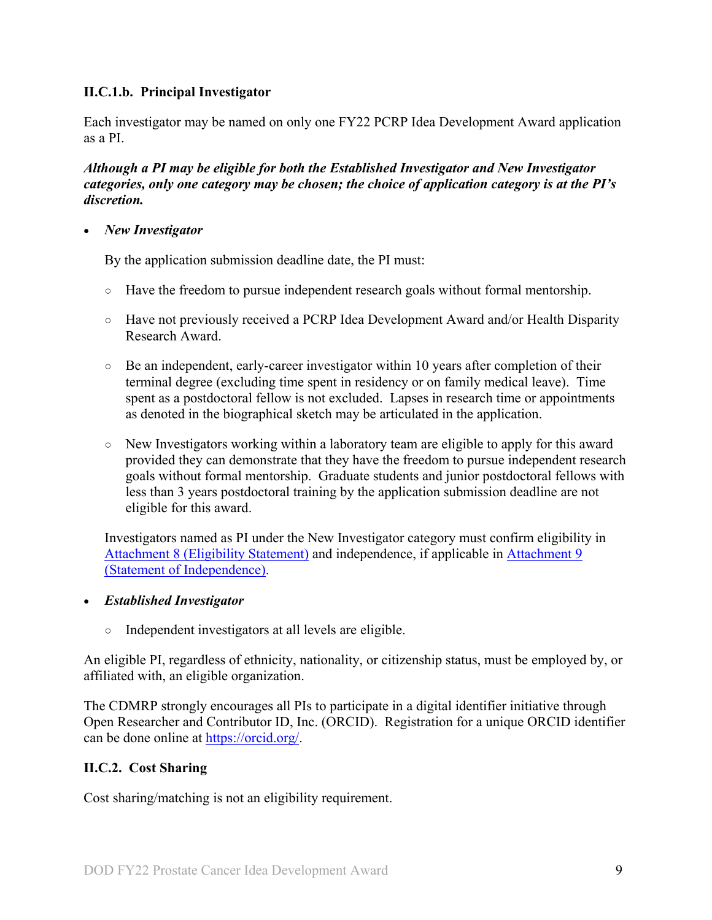### II.C.1.b. Principal Investigator

Each investigator may be named on only one FY22 PCRP Idea Development Award application as a PI.

***Although a PI may be eligible for both the Established Investigator and New Investigator categories, only one category may be chosen; the choice of application category is at the PI's discretion.***

- ***New Investigator***

  By the application submission deadline date, the PI must:

  - Have the freedom to pursue independent research goals without formal mentorship.
  - Have not previously received a PCRP Idea Development Award and/or Health Disparity Research Award.
  - Be an independent, early-career investigator within 10 years after completion of their terminal degree (excluding time spent in residency or on family medical leave). Time spent as a postdoctoral fellow is not excluded. Lapses in research time or appointments as denoted in the biographical sketch may be articulated in the application.
  - New Investigators working within a laboratory team are eligible to apply for this award provided they can demonstrate that they have the freedom to pursue independent research goals without formal mentorship. Graduate students and junior postdoctoral fellows with less than 3 years postdoctoral training by the application submission deadline are not eligible for this award.

  Investigators named as PI under the New Investigator category must confirm eligibility in Attachment 8 (Eligibility Statement) and independence, if applicable in Attachment 9 (Statement of Independence).

- ***Established Investigator***

  - Independent investigators at all levels are eligible.

An eligible PI, regardless of ethnicity, nationality, or citizenship status, must be employed by, or affiliated with, an eligible organization.

The CDMRP strongly encourages all PIs to participate in a digital identifier initiative through Open Researcher and Contributor ID, Inc. (ORCID). Registration for a unique ORCID identifier can be done online at https://orcid.org/.

### II.C.2. Cost Sharing

Cost sharing/matching is not an eligibility requirement.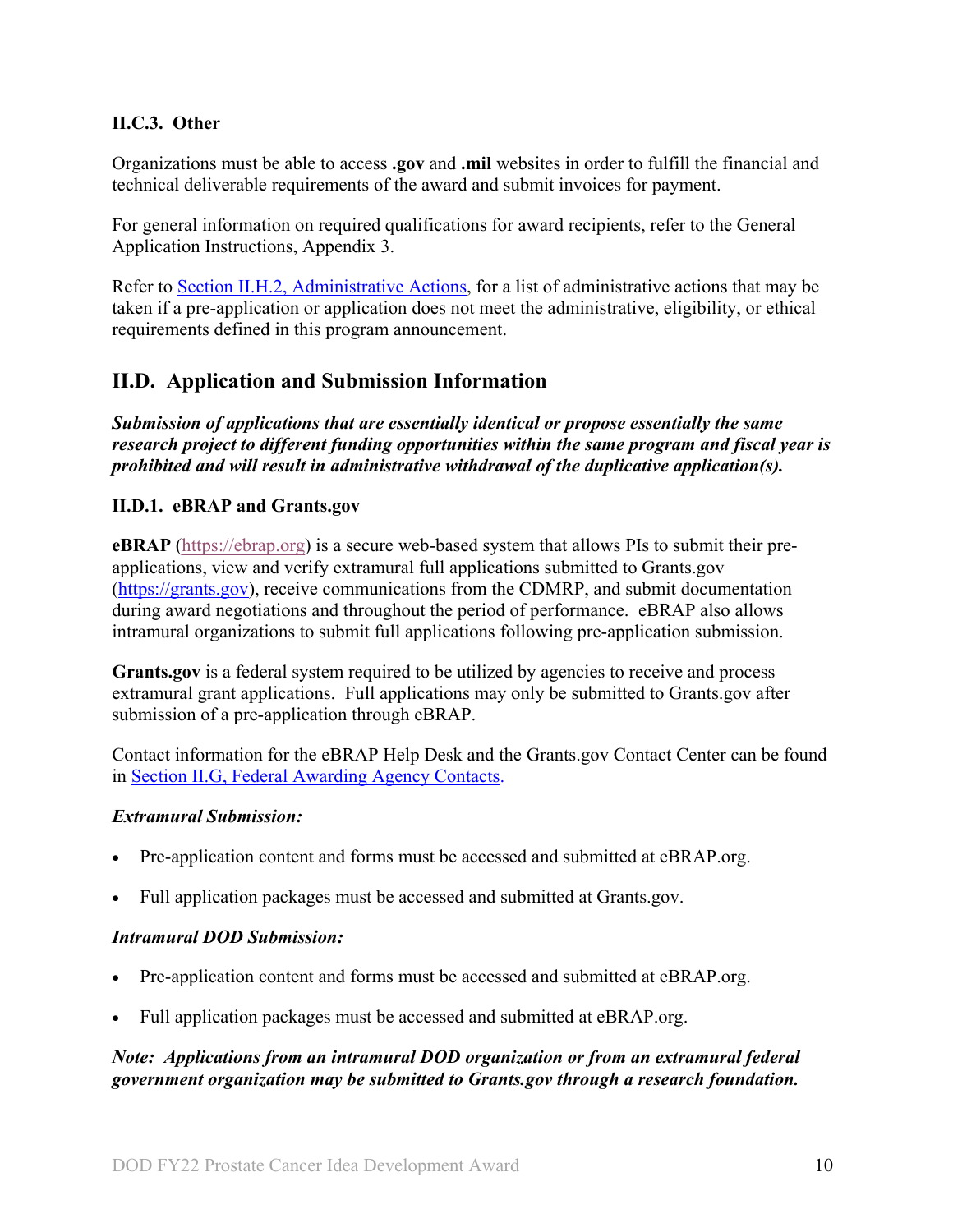### II.C.3. Other

Organizations must be able to access **.gov** and **.mil** websites in order to fulfill the financial and technical deliverable requirements of the award and submit invoices for payment.

For general information on required qualifications for award recipients, refer to the General Application Instructions, Appendix 3.

Refer to [Section II.H.2, Administrative Actions](#), for a list of administrative actions that may be taken if a pre-application or application does not meet the administrative, eligibility, or ethical requirements defined in this program announcement.

## II.D. Application and Submission Information

***Submission of applications that are essentially identical or propose essentially the same research project to different funding opportunities within the same program and fiscal year is prohibited and will result in administrative withdrawal of the duplicative application(s).***

### II.D.1. eBRAP and Grants.gov

**eBRAP** (https://ebrap.org) is a secure web-based system that allows PIs to submit their pre-applications, view and verify extramural full applications submitted to Grants.gov (https://grants.gov), receive communications from the CDMRP, and submit documentation during award negotiations and throughout the period of performance. eBRAP also allows intramural organizations to submit full applications following pre-application submission.

**Grants.gov** is a federal system required to be utilized by agencies to receive and process extramural grant applications. Full applications may only be submitted to Grants.gov after submission of a pre-application through eBRAP.

Contact information for the eBRAP Help Desk and the Grants.gov Contact Center can be found in [Section II.G, Federal Awarding Agency Contacts](#).

***Extramural Submission:***

- Pre-application content and forms must be accessed and submitted at eBRAP.org.
- Full application packages must be accessed and submitted at Grants.gov.

***Intramural DOD Submission:***

- Pre-application content and forms must be accessed and submitted at eBRAP.org.
- Full application packages must be accessed and submitted at eBRAP.org.

***Note: Applications from an intramural DOD organization or from an extramural federal government organization may be submitted to Grants.gov through a research foundation.***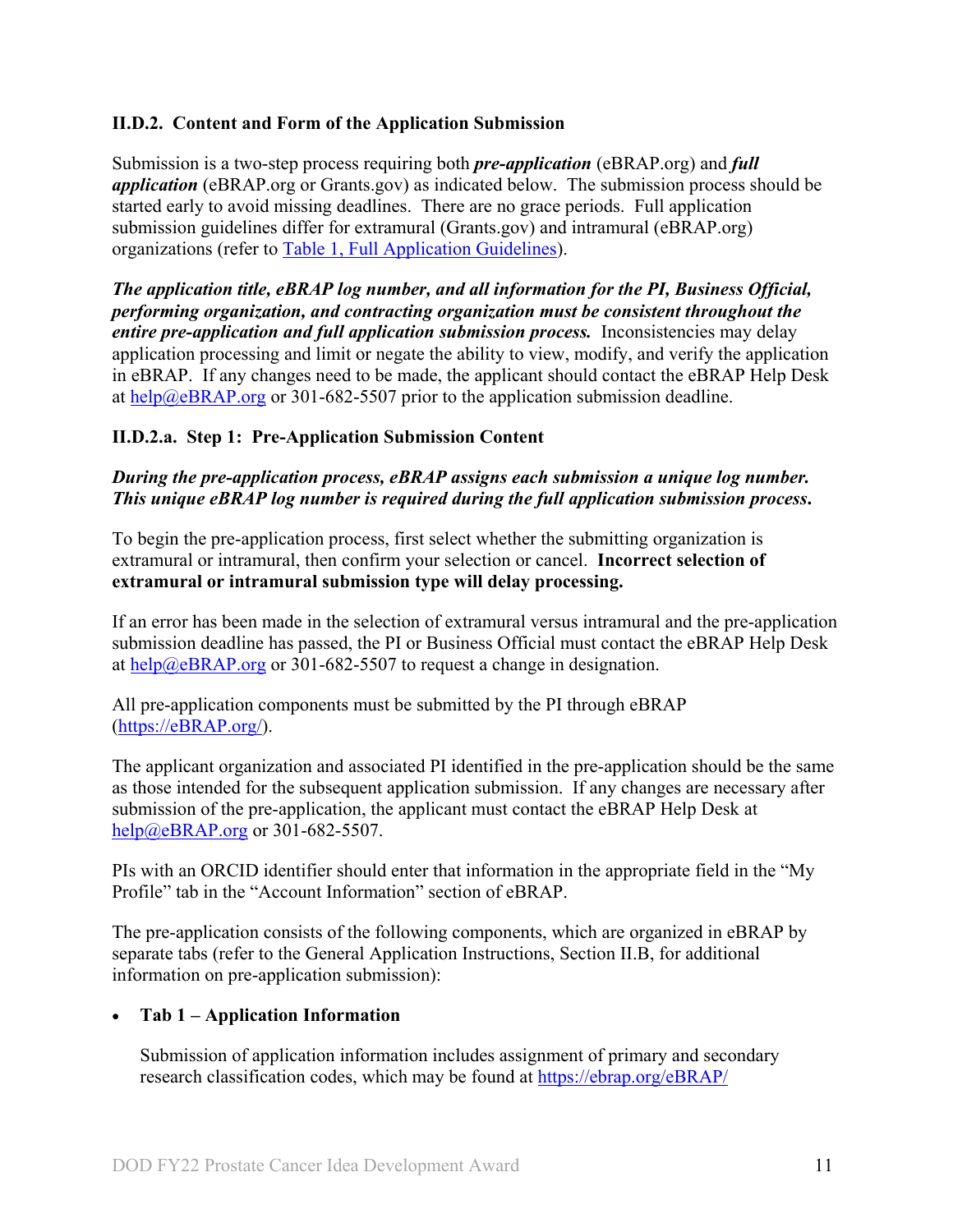### II.D.2. Content and Form of the Application Submission

Submission is a two-step process requiring both ***pre-application*** (eBRAP.org) and ***full application*** (eBRAP.org or Grants.gov) as indicated below. The submission process should be started early to avoid missing deadlines. There are no grace periods. Full application submission guidelines differ for extramural (Grants.gov) and intramural (eBRAP.org) organizations (refer to [Table 1, Full Application Guidelines](#)).

***The application title, eBRAP log number, and all information for the PI, Business Official, performing organization, and contracting organization must be consistent throughout the entire pre-application and full application submission process.*** Inconsistencies may delay application processing and limit or negate the ability to view, modify, and verify the application in eBRAP. If any changes need to be made, the applicant should contact the eBRAP Help Desk at [help@eBRAP.org](mailto:help@eBRAP.org) or 301-682-5507 prior to the application submission deadline.

#### II.D.2.a. Step 1: Pre-Application Submission Content

***During the pre-application process, eBRAP assigns each submission a unique log number. This unique eBRAP log number is required during the full application submission process.***

To begin the pre-application process, first select whether the submitting organization is extramural or intramural, then confirm your selection or cancel. **Incorrect selection of extramural or intramural submission type will delay processing.**

If an error has been made in the selection of extramural versus intramural and the pre-application submission deadline has passed, the PI or Business Official must contact the eBRAP Help Desk at [help@eBRAP.org](mailto:help@eBRAP.org) or 301-682-5507 to request a change in designation.

All pre-application components must be submitted by the PI through eBRAP ([https://eBRAP.org/](https://eBRAP.org/)).

The applicant organization and associated PI identified in the pre-application should be the same as those intended for the subsequent application submission. If any changes are necessary after submission of the pre-application, the applicant must contact the eBRAP Help Desk at [help@eBRAP.org](mailto:help@eBRAP.org) or 301-682-5507.

PIs with an ORCID identifier should enter that information in the appropriate field in the "My Profile" tab in the "Account Information" section of eBRAP.

The pre-application consists of the following components, which are organized in eBRAP by separate tabs (refer to the General Application Instructions, Section II.B, for additional information on pre-application submission):

- **Tab 1 – Application Information**

  Submission of application information includes assignment of primary and secondary research classification codes, which may be found at [https://ebrap.org/eBRAP/](https://ebrap.org/eBRAP/)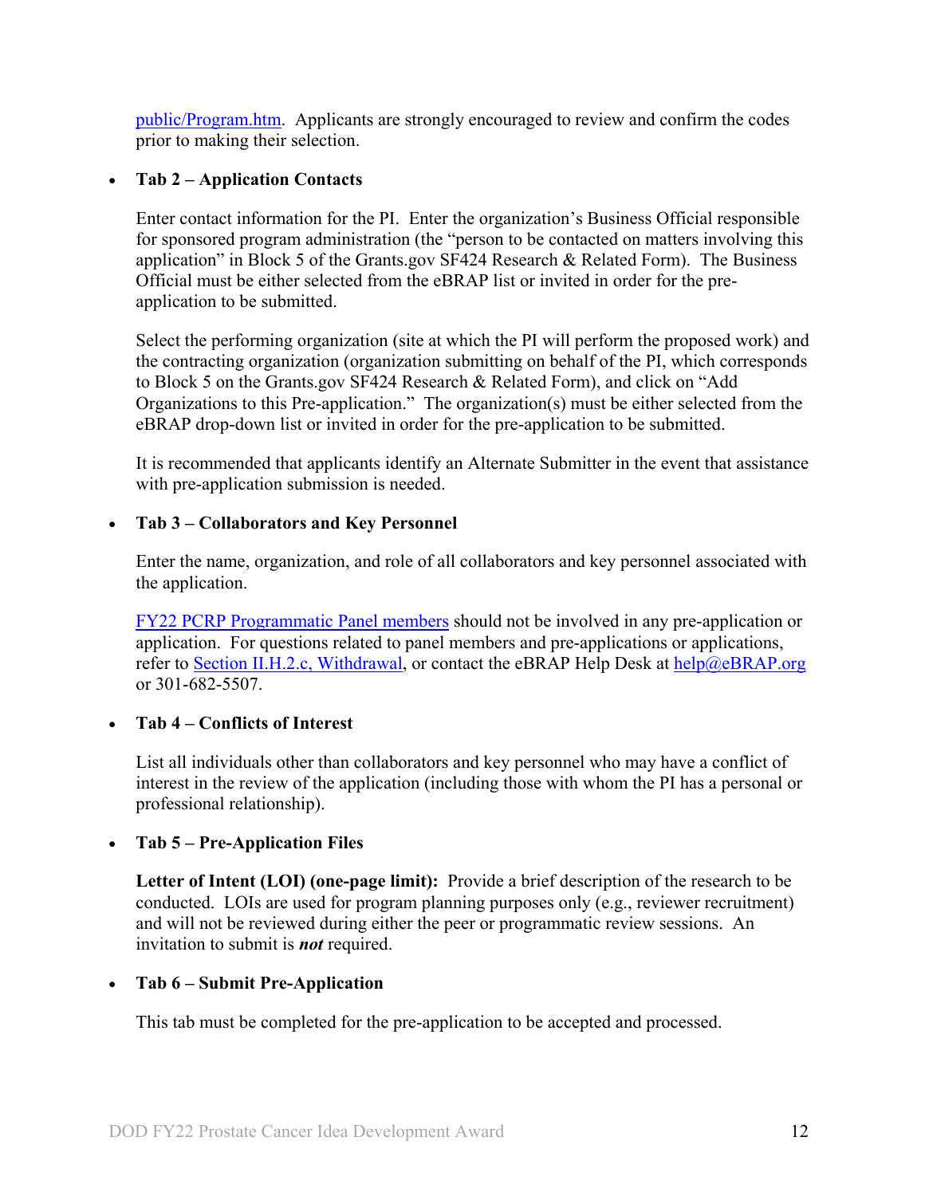public/Program.htm. Applicants are strongly encouraged to review and confirm the codes prior to making their selection.

- **Tab 2 – Application Contacts**

  Enter contact information for the PI. Enter the organization's Business Official responsible for sponsored program administration (the "person to be contacted on matters involving this application" in Block 5 of the Grants.gov SF424 Research & Related Form). The Business Official must be either selected from the eBRAP list or invited in order for the pre-application to be submitted.

  Select the performing organization (site at which the PI will perform the proposed work) and the contracting organization (organization submitting on behalf of the PI, which corresponds to Block 5 on the Grants.gov SF424 Research & Related Form), and click on "Add Organizations to this Pre-application." The organization(s) must be either selected from the eBRAP drop-down list or invited in order for the pre-application to be submitted.

  It is recommended that applicants identify an Alternate Submitter in the event that assistance with pre-application submission is needed.

- **Tab 3 – Collaborators and Key Personnel**

  Enter the name, organization, and role of all collaborators and key personnel associated with the application.

  FY22 PCRP Programmatic Panel members should not be involved in any pre-application or application. For questions related to panel members and pre-applications or applications, refer to Section II.H.2.c, Withdrawal, or contact the eBRAP Help Desk at help@eBRAP.org or 301-682-5507.

- **Tab 4 – Conflicts of Interest**

  List all individuals other than collaborators and key personnel who may have a conflict of interest in the review of the application (including those with whom the PI has a personal or professional relationship).

- **Tab 5 – Pre-Application Files**

  **Letter of Intent (LOI) (one-page limit):** Provide a brief description of the research to be conducted. LOIs are used for program planning purposes only (e.g., reviewer recruitment) and will not be reviewed during either the peer or programmatic review sessions. An invitation to submit is ***not*** required.

- **Tab 6 – Submit Pre-Application**

  This tab must be completed for the pre-application to be accepted and processed.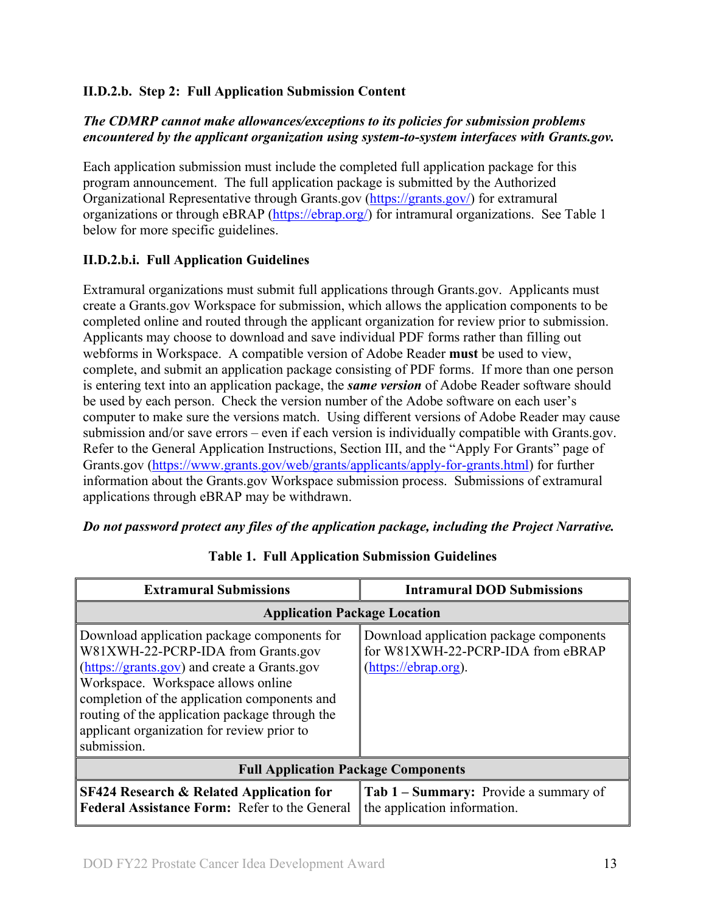#### II.D.2.b. Step 2: Full Application Submission Content

***The CDMRP cannot make allowances/exceptions to its policies for submission problems encountered by the applicant organization using system-to-system interfaces with Grants.gov.***

Each application submission must include the completed full application package for this program announcement. The full application package is submitted by the Authorized Organizational Representative through Grants.gov (https://grants.gov/) for extramural organizations or through eBRAP (https://ebrap.org/) for intramural organizations. See Table 1 below for more specific guidelines.

#### II.D.2.b.i. Full Application Guidelines

Extramural organizations must submit full applications through Grants.gov. Applicants must create a Grants.gov Workspace for submission, which allows the application components to be completed online and routed through the applicant organization for review prior to submission. Applicants may choose to download and save individual PDF forms rather than filling out webforms in Workspace. A compatible version of Adobe Reader **must** be used to view, complete, and submit an application package consisting of PDF forms. If more than one person is entering text into an application package, the ***same version*** of Adobe Reader software should be used by each person. Check the version number of the Adobe software on each user's computer to make sure the versions match. Using different versions of Adobe Reader may cause submission and/or save errors – even if each version is individually compatible with Grants.gov. Refer to the General Application Instructions, Section III, and the "Apply For Grants" page of Grants.gov (https://www.grants.gov/web/grants/applicants/apply-for-grants.html) for further information about the Grants.gov Workspace submission process. Submissions of extramural applications through eBRAP may be withdrawn.

***Do not password protect any files of the application package, including the Project Narrative.***

**Table 1. Full Application Submission Guidelines**

| Extramural Submissions | Intramural DOD Submissions |
|---|---|
| **Application Package Location** | |
| Download application package components for W81XWH-22-PCRP-IDA from Grants.gov (https://grants.gov) and create a Grants.gov Workspace. Workspace allows online completion of the application components and routing of the application package through the applicant organization for review prior to submission. | Download application package components for W81XWH-22-PCRP-IDA from eBRAP (https://ebrap.org). |
| **Full Application Package Components** | |
| **SF424 Research & Related Application for Federal Assistance Form:** Refer to the General | **Tab 1 – Summary:** Provide a summary of the application information. |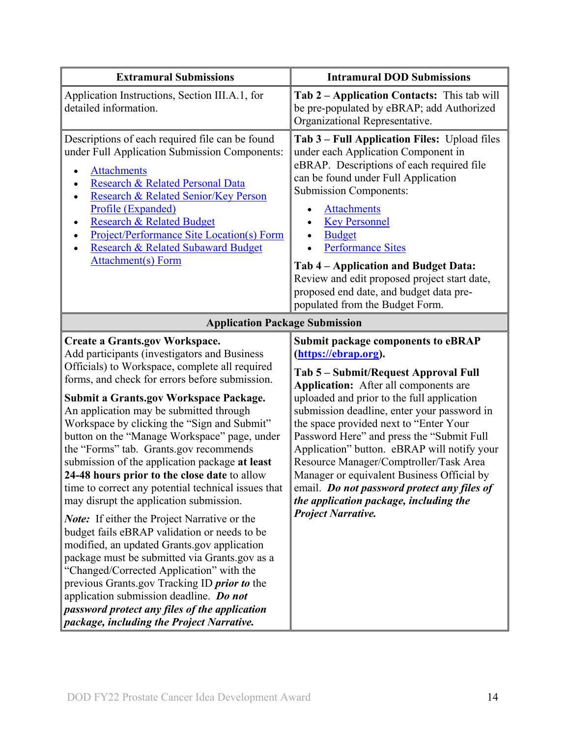| Extramural Submissions | Intramural DOD Submissions |
|---|---|
| Application Instructions, Section III.A.1, for detailed information. | **Tab 2 – Application Contacts:** This tab will be pre-populated by eBRAP; add Authorized Organizational Representative. |
| Descriptions of each required file can be found under Full Application Submission Components:<br>• Attachments<br>• Research & Related Personal Data<br>• Research & Related Senior/Key Person Profile (Expanded)<br>• Research & Related Budget<br>• Project/Performance Site Location(s) Form<br>• Research & Related Subaward Budget Attachment(s) Form | **Tab 3 – Full Application Files:** Upload files under each Application Component in eBRAP. Descriptions of each required file can be found under Full Application Submission Components:<br>• Attachments<br>• Key Personnel<br>• Budget<br>• Performance Sites<br><br>**Tab 4 – Application and Budget Data:** Review and edit proposed project start date, proposed end date, and budget data pre-populated from the Budget Form. |
| **Application Package Submission** | |
| **Create a Grants.gov Workspace.** Add participants (investigators and Business Officials) to Workspace, complete all required forms, and check for errors before submission.<br><br>**Submit a Grants.gov Workspace Package.** An application may be submitted through Workspace by clicking the "Sign and Submit" button on the "Manage Workspace" page, under the "Forms" tab. Grants.gov recommends submission of the application package **at least 24-48 hours prior to the close date** to allow time to correct any potential technical issues that may disrupt the application submission.<br><br>***Note:*** If either the Project Narrative or the budget fails eBRAP validation or needs to be modified, an updated Grants.gov application package must be submitted via Grants.gov as a "Changed/Corrected Application" with the previous Grants.gov Tracking ID ***prior to*** the application submission deadline. ***Do not password protect any files of the application package, including the Project Narrative.*** | **Submit package components to eBRAP (https://ebrap.org).**<br><br>**Tab 5 – Submit/Request Approval Full Application:** After all components are uploaded and prior to the full application submission deadline, enter your password in the space provided next to "Enter Your Password Here" and press the "Submit Full Application" button. eBRAP will notify your Resource Manager/Comptroller/Task Area Manager or equivalent Business Official by email. ***Do not password protect any files of the application package, including the Project Narrative.*** |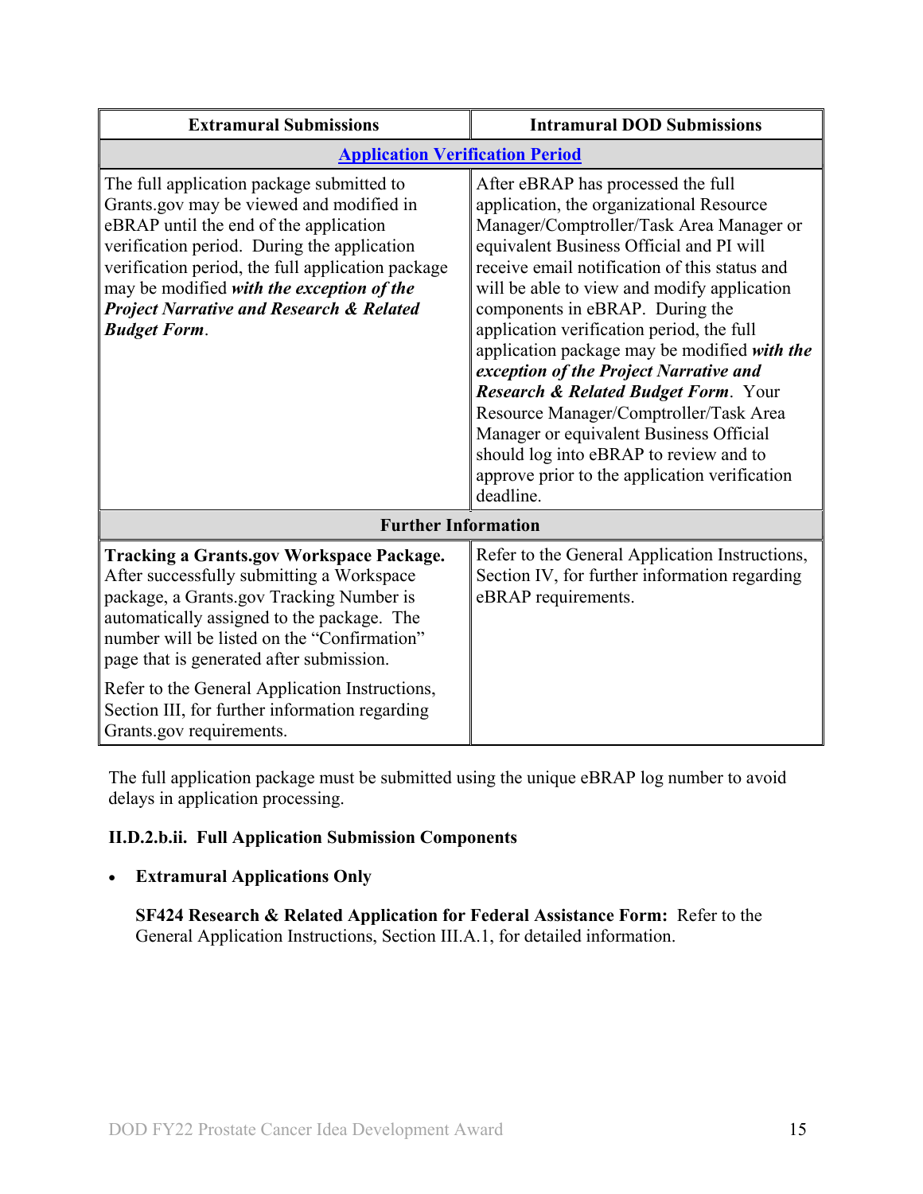| Extramural Submissions | Intramural DOD Submissions |
| --- | --- |
| **Application Verification Period** | |
| The full application package submitted to Grants.gov may be viewed and modified in eBRAP until the end of the application verification period. During the application verification period, the full application package may be modified ***with the exception of the Project Narrative and Research & Related Budget Form***. | After eBRAP has processed the full application, the organizational Resource Manager/Comptroller/Task Area Manager or equivalent Business Official and PI will receive email notification of this status and will be able to view and modify application components in eBRAP. During the application verification period, the full application package may be modified ***with the exception of the Project Narrative and Research & Related Budget Form***. Your Resource Manager/Comptroller/Task Area Manager or equivalent Business Official should log into eBRAP to review and to approve prior to the application verification deadline. |
| **Further Information** | |
| **Tracking a Grants.gov Workspace Package.** After successfully submitting a Workspace package, a Grants.gov Tracking Number is automatically assigned to the package. The number will be listed on the "Confirmation" page that is generated after submission. <br><br> Refer to the General Application Instructions, Section III, for further information regarding Grants.gov requirements. | Refer to the General Application Instructions, Section IV, for further information regarding eBRAP requirements. |

The full application package must be submitted using the unique eBRAP log number to avoid delays in application processing.

#### II.D.2.b.ii. Full Application Submission Components

- **Extramural Applications Only**

  **SF424 Research & Related Application for Federal Assistance Form:** Refer to the General Application Instructions, Section III.A.1, for detailed information.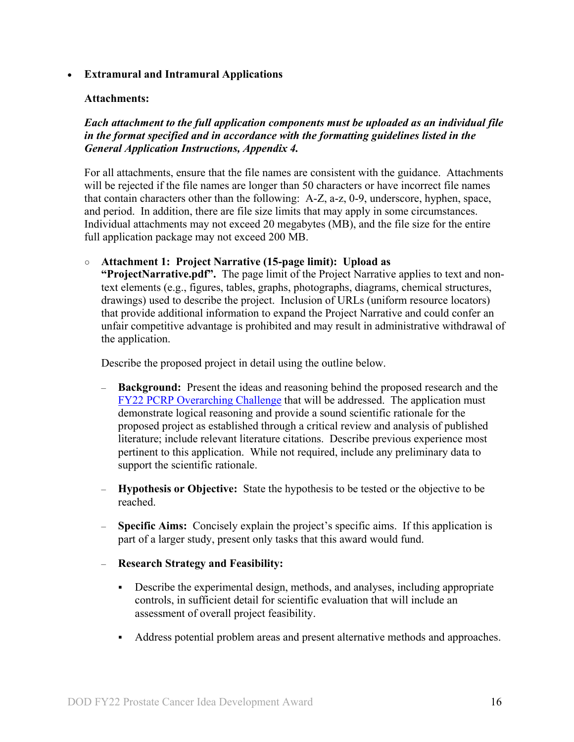- **Extramural and Intramural Applications**

  **Attachments:**

  ***Each attachment to the full application components must be uploaded as an individual file in the format specified and in accordance with the formatting guidelines listed in the General Application Instructions, Appendix 4.***

  For all attachments, ensure that the file names are consistent with the guidance. Attachments will be rejected if the file names are longer than 50 characters or have incorrect file names that contain characters other than the following: A-Z, a-z, 0-9, underscore, hyphen, space, and period. In addition, there are file size limits that may apply in some circumstances. Individual attachments may not exceed 20 megabytes (MB), and the file size for the entire full application package may not exceed 200 MB.

  - **Attachment 1: Project Narrative (15-page limit): Upload as "ProjectNarrative.pdf".** The page limit of the Project Narrative applies to text and non-text elements (e.g., figures, tables, graphs, photographs, diagrams, chemical structures, drawings) used to describe the project. Inclusion of URLs (uniform resource locators) that provide additional information to expand the Project Narrative and could confer an unfair competitive advantage is prohibited and may result in administrative withdrawal of the application.

    Describe the proposed project in detail using the outline below.

    - **Background:** Present the ideas and reasoning behind the proposed research and the FY22 PCRP Overarching Challenge that will be addressed. The application must demonstrate logical reasoning and provide a sound scientific rationale for the proposed project as established through a critical review and analysis of published literature; include relevant literature citations. Describe previous experience most pertinent to this application. While not required, include any preliminary data to support the scientific rationale.

    - **Hypothesis or Objective:** State the hypothesis to be tested or the objective to be reached.

    - **Specific Aims:** Concisely explain the project's specific aims. If this application is part of a larger study, present only tasks that this award would fund.

    - **Research Strategy and Feasibility:**

      - Describe the experimental design, methods, and analyses, including appropriate controls, in sufficient detail for scientific evaluation that will include an assessment of overall project feasibility.

      - Address potential problem areas and present alternative methods and approaches.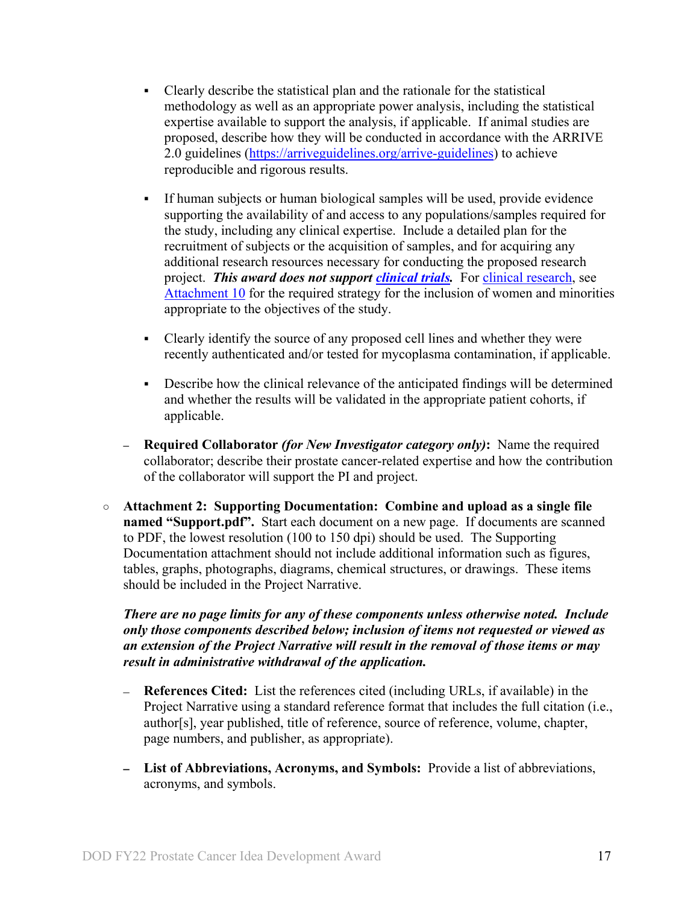- Clearly describe the statistical plan and the rationale for the statistical methodology as well as an appropriate power analysis, including the statistical expertise available to support the analysis, if applicable. If animal studies are proposed, describe how they will be conducted in accordance with the ARRIVE 2.0 guidelines (https://arriveguidelines.org/arrive-guidelines) to achieve reproducible and rigorous results.

    - If human subjects or human biological samples will be used, provide evidence supporting the availability of and access to any populations/samples required for the study, including any clinical expertise. Include a detailed plan for the recruitment of subjects or the acquisition of samples, and for acquiring any additional research resources necessary for conducting the proposed research project. ***This award does not support [clinical trials](#).*** For [clinical research](#), see [Attachment 10](#) for the required strategy for the inclusion of women and minorities appropriate to the objectives of the study.

    - Clearly identify the source of any proposed cell lines and whether they were recently authenticated and/or tested for mycoplasma contamination, if applicable.

    - Describe how the clinical relevance of the anticipated findings will be determined and whether the results will be validated in the appropriate patient cohorts, if applicable.

  – **Required Collaborator *(for New Investigator category only)*:** Name the required collaborator; describe their prostate cancer-related expertise and how the contribution of the collaborator will support the PI and project.

- **Attachment 2: Supporting Documentation: Combine and upload as a single file named "Support.pdf".** Start each document on a new page. If documents are scanned to PDF, the lowest resolution (100 to 150 dpi) should be used. The Supporting Documentation attachment should not include additional information such as figures, tables, graphs, photographs, diagrams, chemical structures, or drawings. These items should be included in the Project Narrative.

  ***There are no page limits for any of these components unless otherwise noted. Include only those components described below; inclusion of items not requested or viewed as an extension of the Project Narrative will result in the removal of those items or may result in administrative withdrawal of the application.***

  – **References Cited:** List the references cited (including URLs, if available) in the Project Narrative using a standard reference format that includes the full citation (i.e., author[s], year published, title of reference, source of reference, volume, chapter, page numbers, and publisher, as appropriate).

  – **List of Abbreviations, Acronyms, and Symbols:** Provide a list of abbreviations, acronyms, and symbols.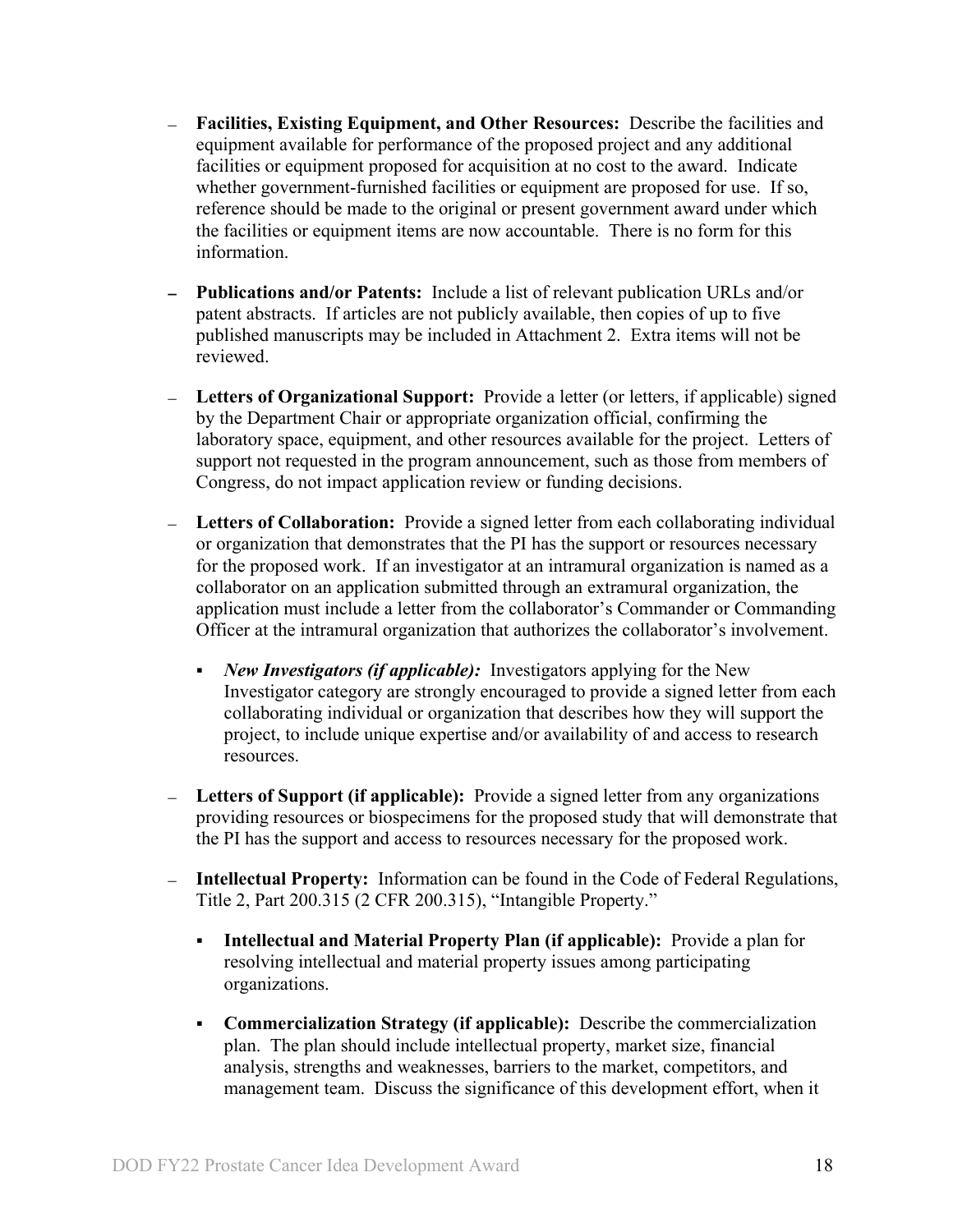- **Facilities, Existing Equipment, and Other Resources:** Describe the facilities and equipment available for performance of the proposed project and any additional facilities or equipment proposed for acquisition at no cost to the award. Indicate whether government-furnished facilities or equipment are proposed for use. If so, reference should be made to the original or present government award under which the facilities or equipment items are now accountable. There is no form for this information.

- **Publications and/or Patents:** Include a list of relevant publication URLs and/or patent abstracts. If articles are not publicly available, then copies of up to five published manuscripts may be included in Attachment 2. Extra items will not be reviewed.

- **Letters of Organizational Support:** Provide a letter (or letters, if applicable) signed by the Department Chair or appropriate organization official, confirming the laboratory space, equipment, and other resources available for the project. Letters of support not requested in the program announcement, such as those from members of Congress, do not impact application review or funding decisions.

- **Letters of Collaboration:** Provide a signed letter from each collaborating individual or organization that demonstrates that the PI has the support or resources necessary for the proposed work. If an investigator at an intramural organization is named as a collaborator on an application submitted through an extramural organization, the application must include a letter from the collaborator's Commander or Commanding Officer at the intramural organization that authorizes the collaborator's involvement.

  - ***New Investigators (if applicable):*** Investigators applying for the New Investigator category are strongly encouraged to provide a signed letter from each collaborating individual or organization that describes how they will support the project, to include unique expertise and/or availability of and access to research resources.

- **Letters of Support (if applicable):** Provide a signed letter from any organizations providing resources or biospecimens for the proposed study that will demonstrate that the PI has the support and access to resources necessary for the proposed work.

- **Intellectual Property:** Information can be found in the Code of Federal Regulations, Title 2, Part 200.315 (2 CFR 200.315), "Intangible Property."

  - **Intellectual and Material Property Plan (if applicable):** Provide a plan for resolving intellectual and material property issues among participating organizations.

  - **Commercialization Strategy (if applicable):** Describe the commercialization plan. The plan should include intellectual property, market size, financial analysis, strengths and weaknesses, barriers to the market, competitors, and management team. Discuss the significance of this development effort, when it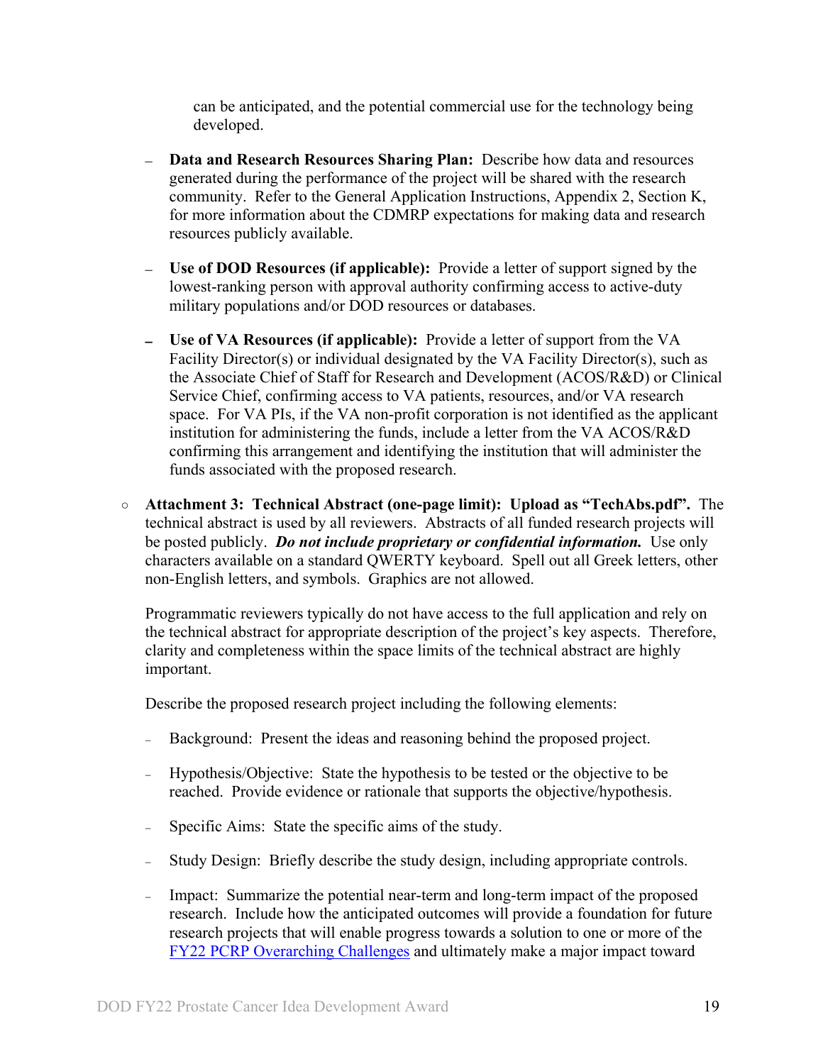can be anticipated, and the potential commercial use for the technology being developed.

  - **Data and Research Resources Sharing Plan:** Describe how data and resources generated during the performance of the project will be shared with the research community. Refer to the General Application Instructions, Appendix 2, Section K, for more information about the CDMRP expectations for making data and research resources publicly available.

  - **Use of DOD Resources (if applicable):** Provide a letter of support signed by the lowest-ranking person with approval authority confirming access to active-duty military populations and/or DOD resources or databases.

  - **Use of VA Resources (if applicable):** Provide a letter of support from the VA Facility Director(s) or individual designated by the VA Facility Director(s), such as the Associate Chief of Staff for Research and Development (ACOS/R&D) or Clinical Service Chief, confirming access to VA patients, resources, and/or VA research space. For VA PIs, if the VA non-profit corporation is not identified as the applicant institution for administering the funds, include a letter from the VA ACOS/R&D confirming this arrangement and identifying the institution that will administer the funds associated with the proposed research.

- **Attachment 3: Technical Abstract (one-page limit): Upload as "TechAbs.pdf".** The technical abstract is used by all reviewers. Abstracts of all funded research projects will be posted publicly. ***Do not include proprietary or confidential information.*** Use only characters available on a standard QWERTY keyboard. Spell out all Greek letters, other non-English letters, and symbols. Graphics are not allowed.

  Programmatic reviewers typically do not have access to the full application and rely on the technical abstract for appropriate description of the project's key aspects. Therefore, clarity and completeness within the space limits of the technical abstract are highly important.

  Describe the proposed research project including the following elements:

  - Background: Present the ideas and reasoning behind the proposed project.

  - Hypothesis/Objective: State the hypothesis to be tested or the objective to be reached. Provide evidence or rationale that supports the objective/hypothesis.

  - Specific Aims: State the specific aims of the study.

  - Study Design: Briefly describe the study design, including appropriate controls.

  - Impact: Summarize the potential near-term and long-term impact of the proposed research. Include how the anticipated outcomes will provide a foundation for future research projects that will enable progress towards a solution to one or more of the FY22 PCRP Overarching Challenges and ultimately make a major impact toward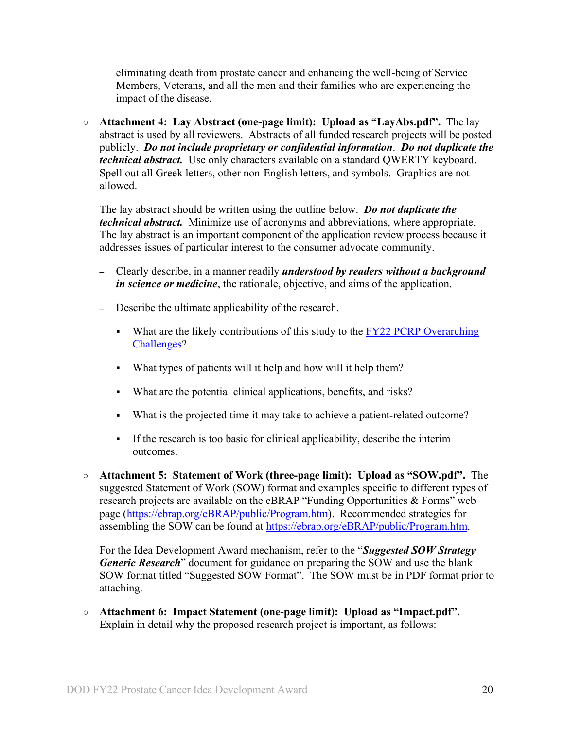eliminating death from prostate cancer and enhancing the well-being of Service Members, Veterans, and all the men and their families who are experiencing the impact of the disease.

- **Attachment 4: Lay Abstract (one-page limit): Upload as "LayAbs.pdf".** The lay abstract is used by all reviewers. Abstracts of all funded research projects will be posted publicly. ***Do not include proprietary or confidential information***. ***Do not duplicate the technical abstract.*** Use only characters available on a standard QWERTY keyboard. Spell out all Greek letters, other non-English letters, and symbols. Graphics are not allowed.

  The lay abstract should be written using the outline below. ***Do not duplicate the technical abstract.*** Minimize use of acronyms and abbreviations, where appropriate. The lay abstract is an important component of the application review process because it addresses issues of particular interest to the consumer advocate community.

  - Clearly describe, in a manner readily ***understood by readers without a background in science or medicine***, the rationale, objective, and aims of the application.
  - Describe the ultimate applicability of the research.
    - What are the likely contributions of this study to the FY22 PCRP Overarching Challenges?
    - What types of patients will it help and how will it help them?
    - What are the potential clinical applications, benefits, and risks?
    - What is the projected time it may take to achieve a patient-related outcome?
    - If the research is too basic for clinical applicability, describe the interim outcomes.

- **Attachment 5: Statement of Work (three-page limit): Upload as "SOW.pdf".** The suggested Statement of Work (SOW) format and examples specific to different types of research projects are available on the eBRAP "Funding Opportunities & Forms" web page (https://ebrap.org/eBRAP/public/Program.htm). Recommended strategies for assembling the SOW can be found at https://ebrap.org/eBRAP/public/Program.htm.

  For the Idea Development Award mechanism, refer to the "***Suggested SOW Strategy Generic Research***" document for guidance on preparing the SOW and use the blank SOW format titled "Suggested SOW Format". The SOW must be in PDF format prior to attaching.

- **Attachment 6: Impact Statement (one-page limit): Upload as "Impact.pdf".** Explain in detail why the proposed research project is important, as follows: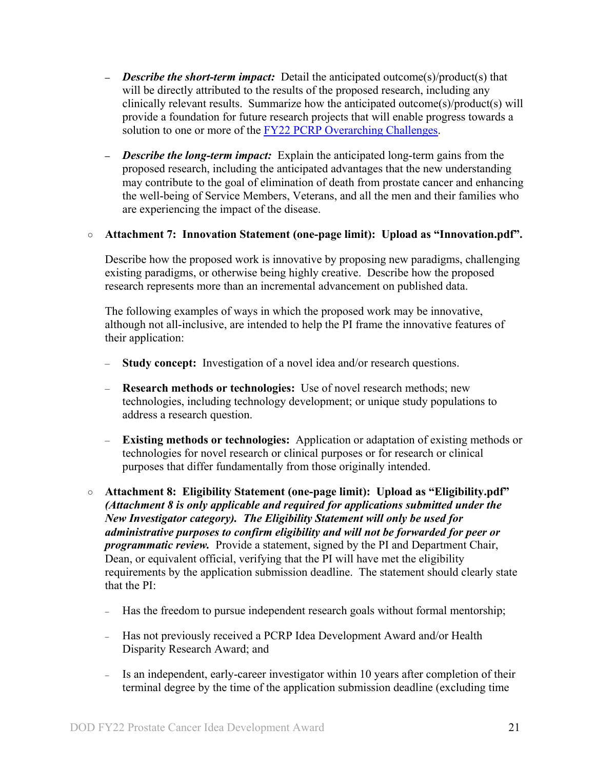- ***Describe the short-term impact:*** Detail the anticipated outcome(s)/product(s) that will be directly attributed to the results of the proposed research, including any clinically relevant results. Summarize how the anticipated outcome(s)/product(s) will provide a foundation for future research projects that will enable progress towards a solution to one or more of the [FY22 PCRP Overarching Challenges](#).

  - ***Describe the long-term impact:*** Explain the anticipated long-term gains from the proposed research, including the anticipated advantages that the new understanding may contribute to the goal of elimination of death from prostate cancer and enhancing the well-being of Service Members, Veterans, and all the men and their families who are experiencing the impact of the disease.

- **Attachment 7: Innovation Statement (one-page limit): Upload as "Innovation.pdf".**

  Describe how the proposed work is innovative by proposing new paradigms, challenging existing paradigms, or otherwise being highly creative. Describe how the proposed research represents more than an incremental advancement on published data.

  The following examples of ways in which the proposed work may be innovative, although not all-inclusive, are intended to help the PI frame the innovative features of their application:

  - **Study concept:** Investigation of a novel idea and/or research questions.

  - **Research methods or technologies:** Use of novel research methods; new technologies, including technology development; or unique study populations to address a research question.

  - **Existing methods or technologies:** Application or adaptation of existing methods or technologies for novel research or clinical purposes or for research or clinical purposes that differ fundamentally from those originally intended.

- **Attachment 8: Eligibility Statement (one-page limit): Upload as "Eligibility.pdf"** ***(Attachment 8 is only applicable and required for applications submitted under the New Investigator category). The Eligibility Statement will only be used for administrative purposes to confirm eligibility and will not be forwarded for peer or programmatic review.*** Provide a statement, signed by the PI and Department Chair, Dean, or equivalent official, verifying that the PI will have met the eligibility requirements by the application submission deadline. The statement should clearly state that the PI:

  - Has the freedom to pursue independent research goals without formal mentorship;

  - Has not previously received a PCRP Idea Development Award and/or Health Disparity Research Award; and

  - Is an independent, early-career investigator within 10 years after completion of their terminal degree by the time of the application submission deadline (excluding time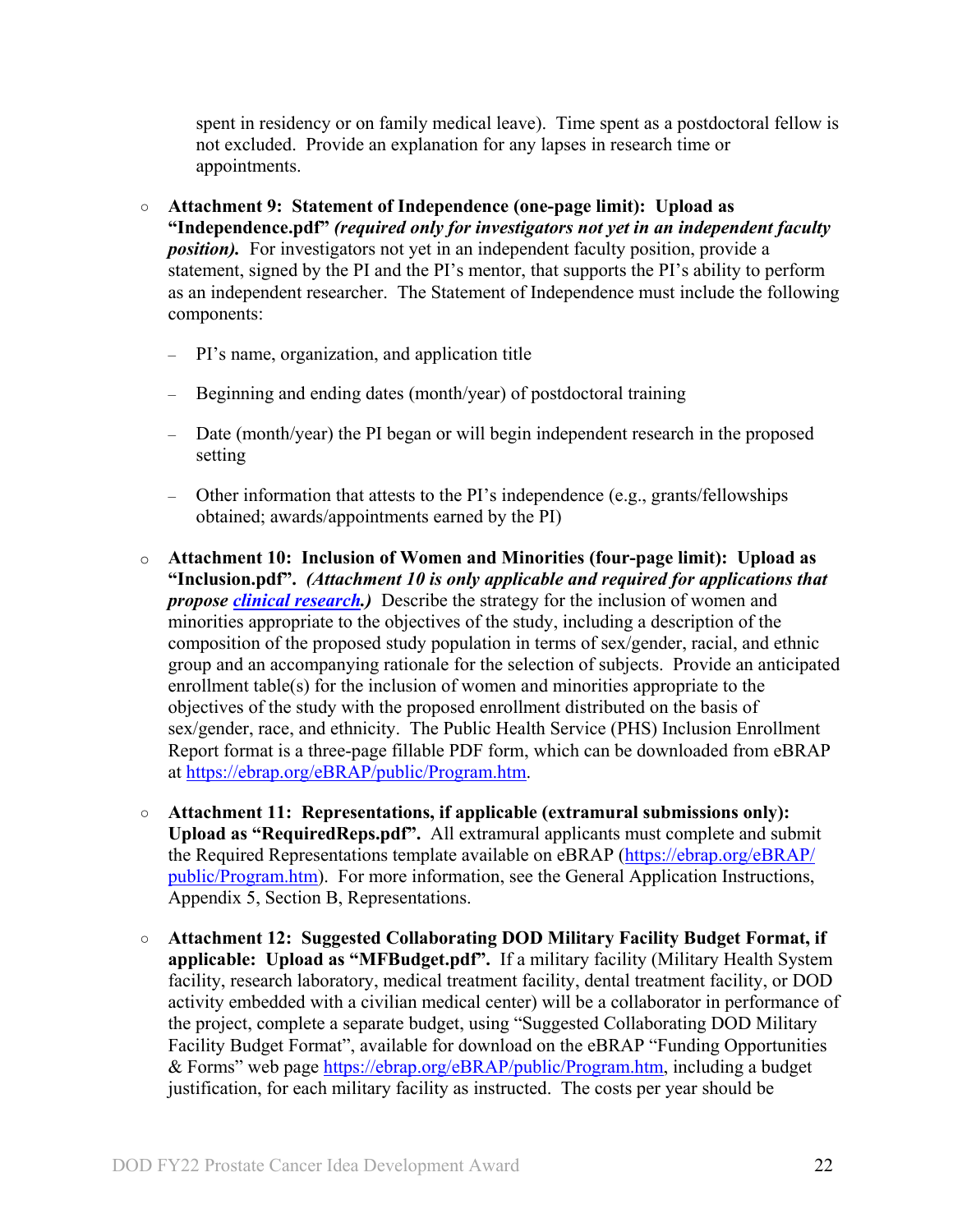spent in residency or on family medical leave). Time spent as a postdoctoral fellow is not excluded. Provide an explanation for any lapses in research time or appointments.

- **Attachment 9: Statement of Independence (one-page limit): Upload as "Independence.pdf"** ***(required only for investigators not yet in an independent faculty position).*** For investigators not yet in an independent faculty position, provide a statement, signed by the PI and the PI's mentor, that supports the PI's ability to perform as an independent researcher. The Statement of Independence must include the following components:
  - PI's name, organization, and application title
  - Beginning and ending dates (month/year) of postdoctoral training
  - Date (month/year) the PI began or will begin independent research in the proposed setting
  - Other information that attests to the PI's independence (e.g., grants/fellowships obtained; awards/appointments earned by the PI)
- **Attachment 10: Inclusion of Women and Minorities (four-page limit): Upload as "Inclusion.pdf".** ***(Attachment 10 is only applicable and required for applications that propose [clinical research](#).)*** Describe the strategy for the inclusion of women and minorities appropriate to the objectives of the study, including a description of the composition of the proposed study population in terms of sex/gender, racial, and ethnic group and an accompanying rationale for the selection of subjects. Provide an anticipated enrollment table(s) for the inclusion of women and minorities appropriate to the objectives of the study with the proposed enrollment distributed on the basis of sex/gender, race, and ethnicity. The Public Health Service (PHS) Inclusion Enrollment Report format is a three-page fillable PDF form, which can be downloaded from eBRAP at https://ebrap.org/eBRAP/public/Program.htm.
- **Attachment 11: Representations, if applicable (extramural submissions only): Upload as "RequiredReps.pdf".** All extramural applicants must complete and submit the Required Representations template available on eBRAP (https://ebrap.org/eBRAP/public/Program.htm). For more information, see the General Application Instructions, Appendix 5, Section B, Representations.
- **Attachment 12: Suggested Collaborating DOD Military Facility Budget Format, if applicable: Upload as "MFBudget.pdf".** If a military facility (Military Health System facility, research laboratory, medical treatment facility, dental treatment facility, or DOD activity embedded with a civilian medical center) will be a collaborator in performance of the project, complete a separate budget, using "Suggested Collaborating DOD Military Facility Budget Format", available for download on the eBRAP "Funding Opportunities & Forms" web page https://ebrap.org/eBRAP/public/Program.htm, including a budget justification, for each military facility as instructed. The costs per year should be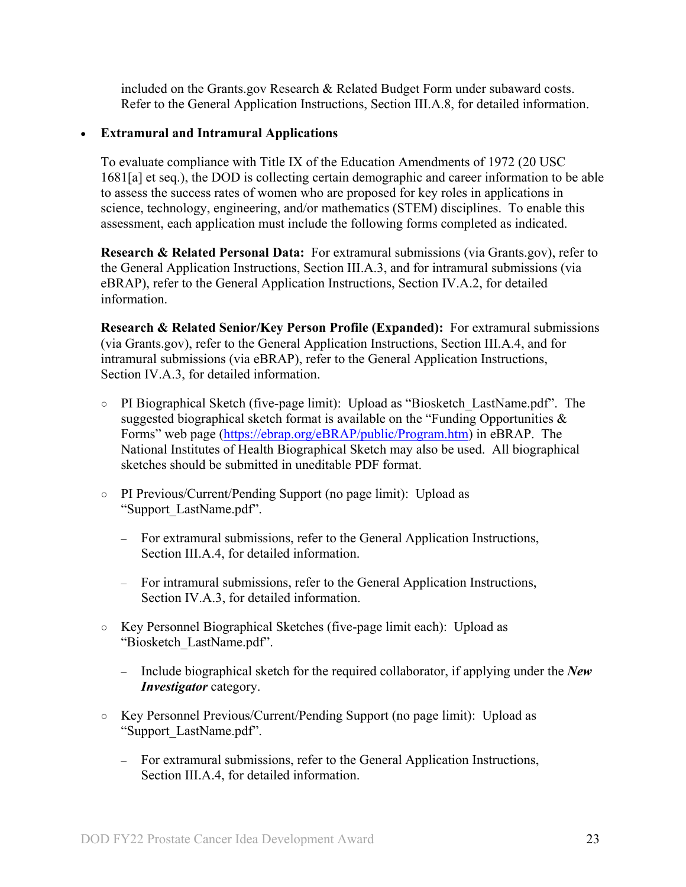included on the Grants.gov Research & Related Budget Form under subaward costs. Refer to the General Application Instructions, Section III.A.8, for detailed information.

- **Extramural and Intramural Applications**

  To evaluate compliance with Title IX of the Education Amendments of 1972 (20 USC 1681[a] et seq.), the DOD is collecting certain demographic and career information to be able to assess the success rates of women who are proposed for key roles in applications in science, technology, engineering, and/or mathematics (STEM) disciplines. To enable this assessment, each application must include the following forms completed as indicated.

  **Research & Related Personal Data:** For extramural submissions (via Grants.gov), refer to the General Application Instructions, Section III.A.3, and for intramural submissions (via eBRAP), refer to the General Application Instructions, Section IV.A.2, for detailed information.

  **Research & Related Senior/Key Person Profile (Expanded):** For extramural submissions (via Grants.gov), refer to the General Application Instructions, Section III.A.4, and for intramural submissions (via eBRAP), refer to the General Application Instructions, Section IV.A.3, for detailed information.

  - PI Biographical Sketch (five-page limit): Upload as "Biosketch_LastName.pdf". The suggested biographical sketch format is available on the "Funding Opportunities & Forms" web page (https://ebrap.org/eBRAP/public/Program.htm) in eBRAP. The National Institutes of Health Biographical Sketch may also be used. All biographical sketches should be submitted in uneditable PDF format.

  - PI Previous/Current/Pending Support (no page limit): Upload as "Support_LastName.pdf".

    - For extramural submissions, refer to the General Application Instructions, Section III.A.4, for detailed information.

    - For intramural submissions, refer to the General Application Instructions, Section IV.A.3, for detailed information.

  - Key Personnel Biographical Sketches (five-page limit each): Upload as "Biosketch_LastName.pdf".

    - Include biographical sketch for the required collaborator, if applying under the ***New Investigator*** category.

  - Key Personnel Previous/Current/Pending Support (no page limit): Upload as "Support_LastName.pdf".

    - For extramural submissions, refer to the General Application Instructions, Section III.A.4, for detailed information.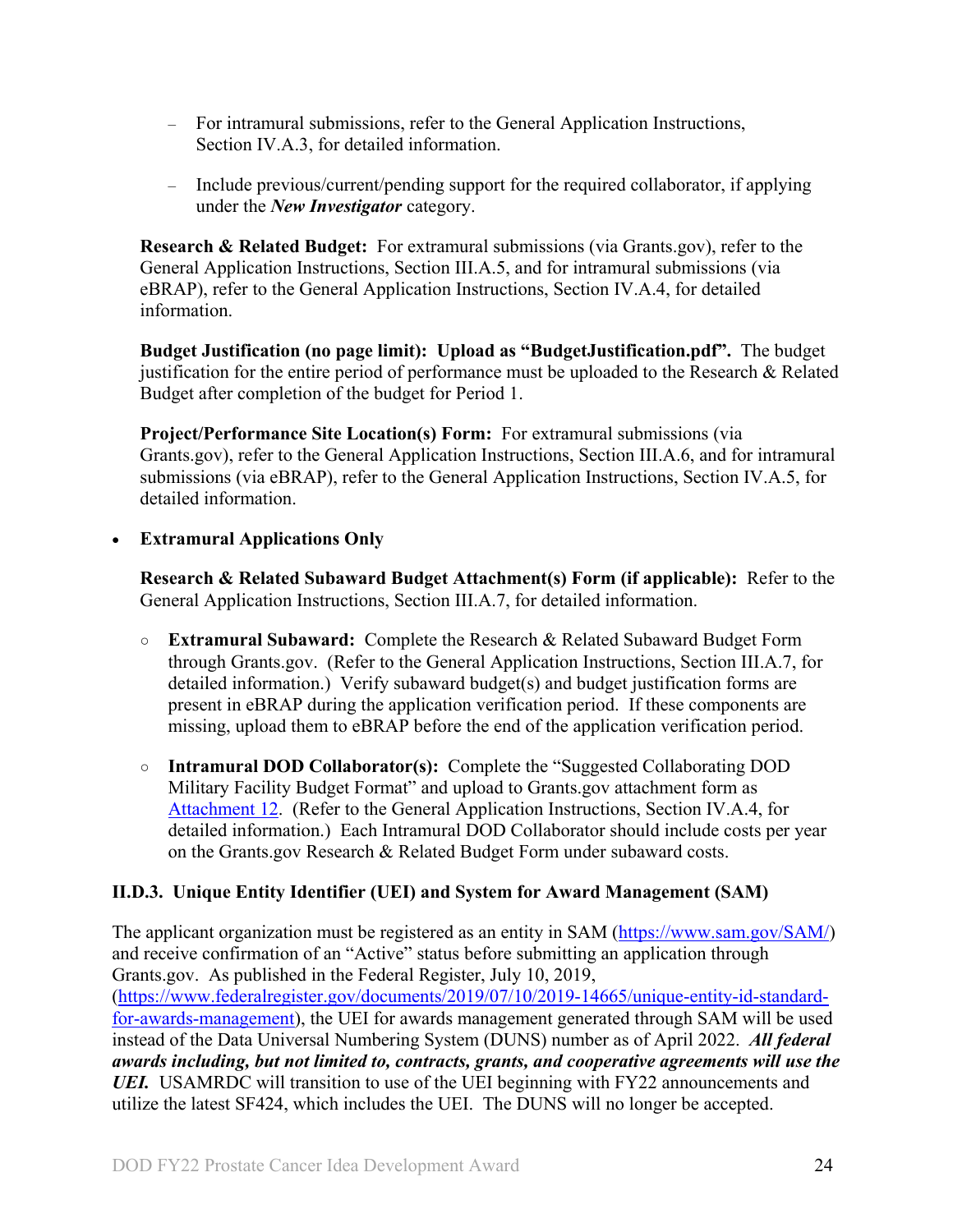- For intramural submissions, refer to the General Application Instructions, Section IV.A.3, for detailed information.

- Include previous/current/pending support for the required collaborator, if applying under the ***New Investigator*** category.

**Research & Related Budget:** For extramural submissions (via Grants.gov), refer to the General Application Instructions, Section III.A.5, and for intramural submissions (via eBRAP), refer to the General Application Instructions, Section IV.A.4, for detailed information.

**Budget Justification (no page limit): Upload as "BudgetJustification.pdf".** The budget justification for the entire period of performance must be uploaded to the Research & Related Budget after completion of the budget for Period 1.

**Project/Performance Site Location(s) Form:** For extramural submissions (via Grants.gov), refer to the General Application Instructions, Section III.A.6, and for intramural submissions (via eBRAP), refer to the General Application Instructions, Section IV.A.5, for detailed information.

- **Extramural Applications Only**

  **Research & Related Subaward Budget Attachment(s) Form (if applicable):** Refer to the General Application Instructions, Section III.A.7, for detailed information.

  - **Extramural Subaward:** Complete the Research & Related Subaward Budget Form through Grants.gov. (Refer to the General Application Instructions, Section III.A.7, for detailed information.) Verify subaward budget(s) and budget justification forms are present in eBRAP during the application verification period. If these components are missing, upload them to eBRAP before the end of the application verification period.

  - **Intramural DOD Collaborator(s):** Complete the "Suggested Collaborating DOD Military Facility Budget Format" and upload to Grants.gov attachment form as Attachment 12. (Refer to the General Application Instructions, Section IV.A.4, for detailed information.) Each Intramural DOD Collaborator should include costs per year on the Grants.gov Research & Related Budget Form under subaward costs.

### II.D.3. Unique Entity Identifier (UEI) and System for Award Management (SAM)

The applicant organization must be registered as an entity in SAM (https://www.sam.gov/SAM/) and receive confirmation of an "Active" status before submitting an application through Grants.gov. As published in the Federal Register, July 10, 2019, (https://www.federalregister.gov/documents/2019/07/10/2019-14665/unique-entity-id-standard-for-awards-management), the UEI for awards management generated through SAM will be used instead of the Data Universal Numbering System (DUNS) number as of April 2022. ***All federal awards including, but not limited to, contracts, grants, and cooperative agreements will use the UEI.*** USAMRDC will transition to use of the UEI beginning with FY22 announcements and utilize the latest SF424, which includes the UEI. The DUNS will no longer be accepted.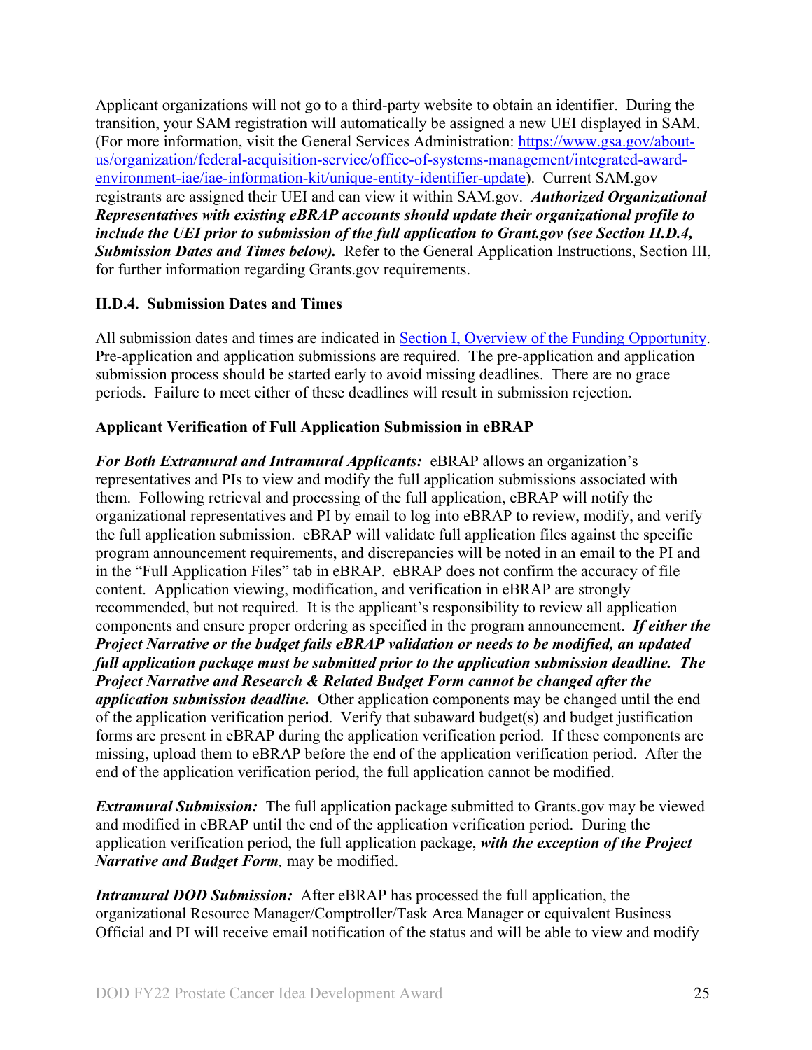Applicant organizations will not go to a third-party website to obtain an identifier. During the transition, your SAM registration will automatically be assigned a new UEI displayed in SAM. (For more information, visit the General Services Administration: [https://www.gsa.gov/about-us/organization/federal-acquisition-service/office-of-systems-management/integrated-award-environment-iae/iae-information-kit/unique-entity-identifier-update](https://www.gsa.gov/about-us/organization/federal-acquisition-service/office-of-systems-management/integrated-award-environment-iae/iae-information-kit/unique-entity-identifier-update)). Current SAM.gov registrants are assigned their UEI and can view it within SAM.gov. ***Authorized Organizational Representatives with existing eBRAP accounts should update their organizational profile to include the UEI prior to submission of the full application to Grant.gov (see Section II.D.4, Submission Dates and Times below).*** Refer to the General Application Instructions, Section III, for further information regarding Grants.gov requirements.

### II.D.4. Submission Dates and Times

All submission dates and times are indicated in [Section I, Overview of the Funding Opportunity](). Pre-application and application submissions are required. The pre-application and application submission process should be started early to avoid missing deadlines. There are no grace periods. Failure to meet either of these deadlines will result in submission rejection.

**Applicant Verification of Full Application Submission in eBRAP**

***For Both Extramural and Intramural Applicants:*** eBRAP allows an organization's representatives and PIs to view and modify the full application submissions associated with them. Following retrieval and processing of the full application, eBRAP will notify the organizational representatives and PI by email to log into eBRAP to review, modify, and verify the full application submission. eBRAP will validate full application files against the specific program announcement requirements, and discrepancies will be noted in an email to the PI and in the "Full Application Files" tab in eBRAP. eBRAP does not confirm the accuracy of file content. Application viewing, modification, and verification in eBRAP are strongly recommended, but not required. It is the applicant's responsibility to review all application components and ensure proper ordering as specified in the program announcement. ***If either the Project Narrative or the budget fails eBRAP validation or needs to be modified, an updated full application package must be submitted prior to the application submission deadline. The Project Narrative and Research & Related Budget Form cannot be changed after the application submission deadline.*** Other application components may be changed until the end of the application verification period. Verify that subaward budget(s) and budget justification forms are present in eBRAP during the application verification period. If these components are missing, upload them to eBRAP before the end of the application verification period. After the end of the application verification period, the full application cannot be modified.

***Extramural Submission:*** The full application package submitted to Grants.gov may be viewed and modified in eBRAP until the end of the application verification period. During the application verification period, the full application package, ***with the exception of the Project Narrative and Budget Form****,* may be modified.

***Intramural DOD Submission:*** After eBRAP has processed the full application, the organizational Resource Manager/Comptroller/Task Area Manager or equivalent Business Official and PI will receive email notification of the status and will be able to view and modify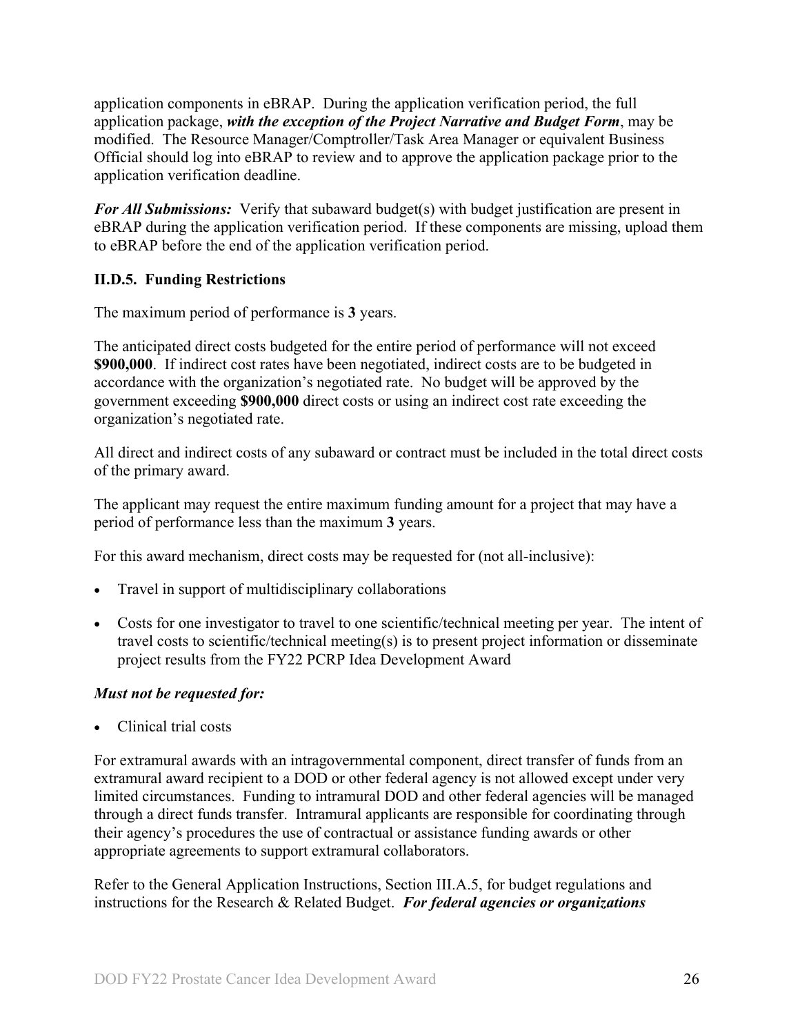application components in eBRAP. During the application verification period, the full application package, ***with the exception of the Project Narrative and Budget Form***, may be modified. The Resource Manager/Comptroller/Task Area Manager or equivalent Business Official should log into eBRAP to review and to approve the application package prior to the application verification deadline.

***For All Submissions:*** Verify that subaward budget(s) with budget justification are present in eBRAP during the application verification period. If these components are missing, upload them to eBRAP before the end of the application verification period.

### II.D.5. Funding Restrictions

The maximum period of performance is **3** years.

The anticipated direct costs budgeted for the entire period of performance will not exceed **$900,000**. If indirect cost rates have been negotiated, indirect costs are to be budgeted in accordance with the organization's negotiated rate. No budget will be approved by the government exceeding **$900,000** direct costs or using an indirect cost rate exceeding the organization's negotiated rate.

All direct and indirect costs of any subaward or contract must be included in the total direct costs of the primary award.

The applicant may request the entire maximum funding amount for a project that may have a period of performance less than the maximum **3** years.

For this award mechanism, direct costs may be requested for (not all-inclusive):

- Travel in support of multidisciplinary collaborations
- Costs for one investigator to travel to one scientific/technical meeting per year. The intent of travel costs to scientific/technical meeting(s) is to present project information or disseminate project results from the FY22 PCRP Idea Development Award

***Must not be requested for:***

- Clinical trial costs

For extramural awards with an intragovernmental component, direct transfer of funds from an extramural award recipient to a DOD or other federal agency is not allowed except under very limited circumstances. Funding to intramural DOD and other federal agencies will be managed through a direct funds transfer. Intramural applicants are responsible for coordinating through their agency's procedures the use of contractual or assistance funding awards or other appropriate agreements to support extramural collaborators.

Refer to the General Application Instructions, Section III.A.5, for budget regulations and instructions for the Research & Related Budget. ***For federal agencies or organizations***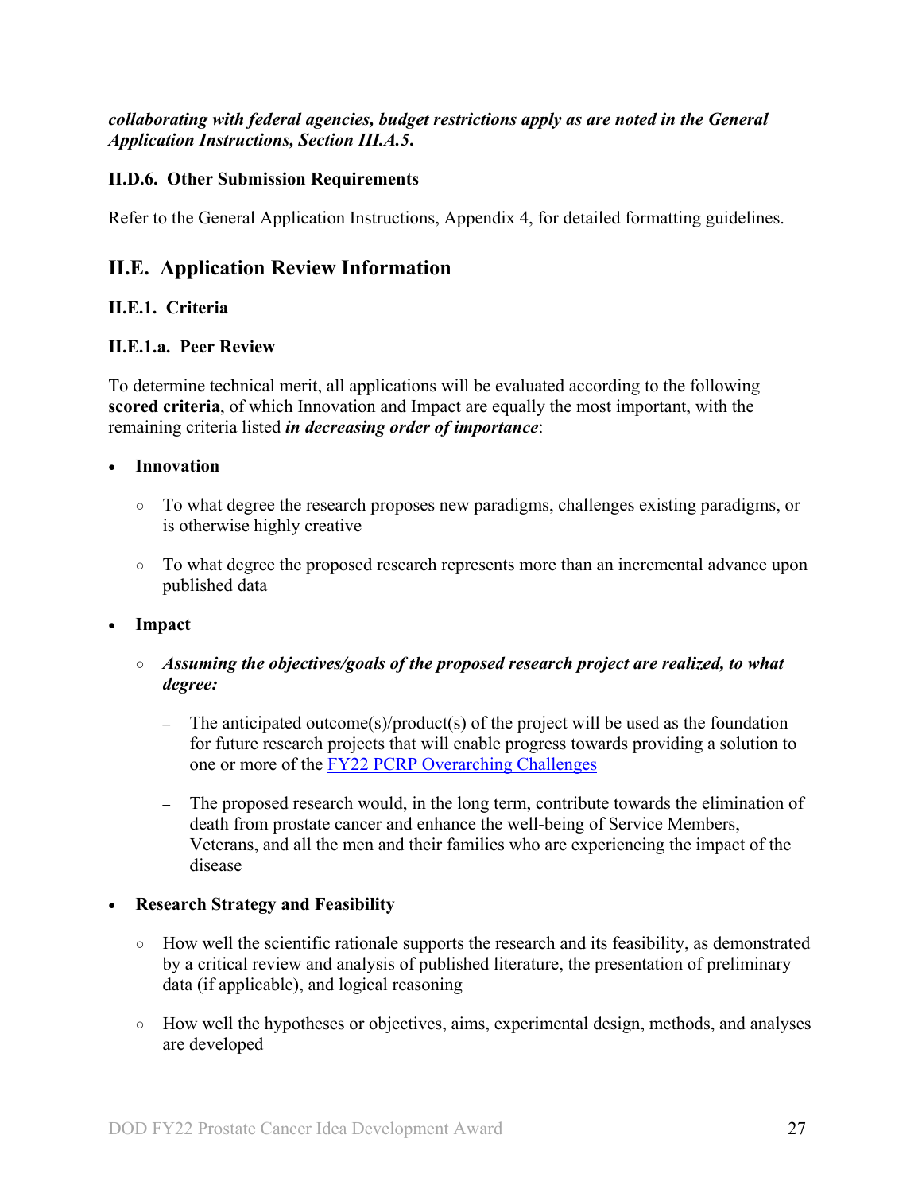***collaborating with federal agencies, budget restrictions apply as are noted in the General Application Instructions, Section III.A.5.***

#### II.D.6. Other Submission Requirements

Refer to the General Application Instructions, Appendix 4, for detailed formatting guidelines.

## II.E. Application Review Information

### II.E.1. Criteria

#### II.E.1.a. Peer Review

To determine technical merit, all applications will be evaluated according to the following **scored criteria**, of which Innovation and Impact are equally the most important, with the remaining criteria listed ***in decreasing order of importance***:

- **Innovation**
  - To what degree the research proposes new paradigms, challenges existing paradigms, or is otherwise highly creative
  - To what degree the proposed research represents more than an incremental advance upon published data
- **Impact**
  - ***Assuming the objectives/goals of the proposed research project are realized, to what degree:***
    - The anticipated outcome(s)/product(s) of the project will be used as the foundation for future research projects that will enable progress towards providing a solution to one or more of the FY22 PCRP Overarching Challenges
    - The proposed research would, in the long term, contribute towards the elimination of death from prostate cancer and enhance the well-being of Service Members, Veterans, and all the men and their families who are experiencing the impact of the disease
- **Research Strategy and Feasibility**
  - How well the scientific rationale supports the research and its feasibility, as demonstrated by a critical review and analysis of published literature, the presentation of preliminary data (if applicable), and logical reasoning
  - How well the hypotheses or objectives, aims, experimental design, methods, and analyses are developed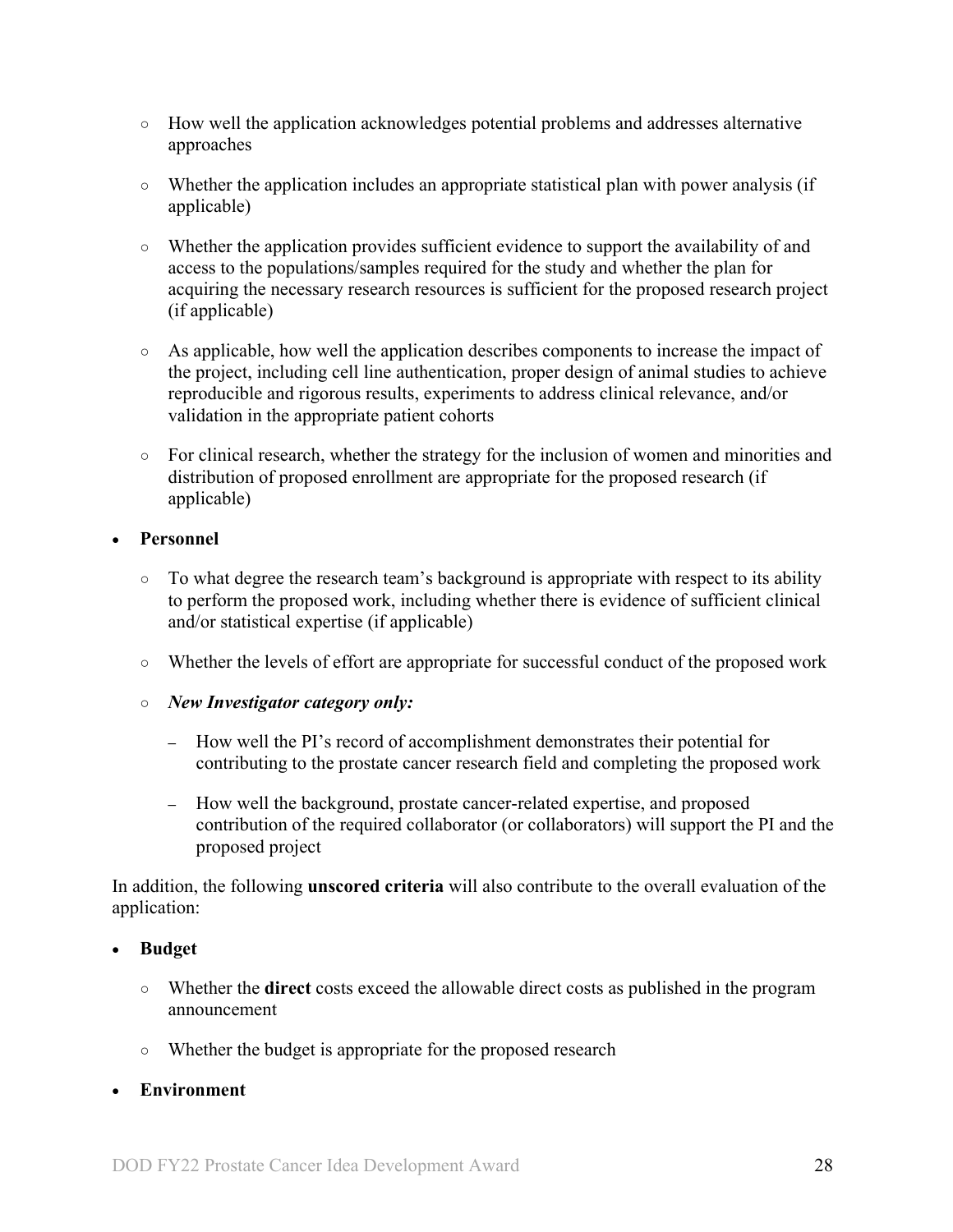- How well the application acknowledges potential problems and addresses alternative approaches
  - Whether the application includes an appropriate statistical plan with power analysis (if applicable)
  - Whether the application provides sufficient evidence to support the availability of and access to the populations/samples required for the study and whether the plan for acquiring the necessary research resources is sufficient for the proposed research project (if applicable)
  - As applicable, how well the application describes components to increase the impact of the project, including cell line authentication, proper design of animal studies to achieve reproducible and rigorous results, experiments to address clinical relevance, and/or validation in the appropriate patient cohorts
  - For clinical research, whether the strategy for the inclusion of women and minorities and distribution of proposed enrollment are appropriate for the proposed research (if applicable)

- **Personnel**
  - To what degree the research team's background is appropriate with respect to its ability to perform the proposed work, including whether there is evidence of sufficient clinical and/or statistical expertise (if applicable)
  - Whether the levels of effort are appropriate for successful conduct of the proposed work
  - ***New Investigator category only:***
    - How well the PI's record of accomplishment demonstrates their potential for contributing to the prostate cancer research field and completing the proposed work
    - How well the background, prostate cancer-related expertise, and proposed contribution of the required collaborator (or collaborators) will support the PI and the proposed project

In addition, the following **unscored criteria** will also contribute to the overall evaluation of the application:

- **Budget**
  - Whether the **direct** costs exceed the allowable direct costs as published in the program announcement
  - Whether the budget is appropriate for the proposed research

- **Environment**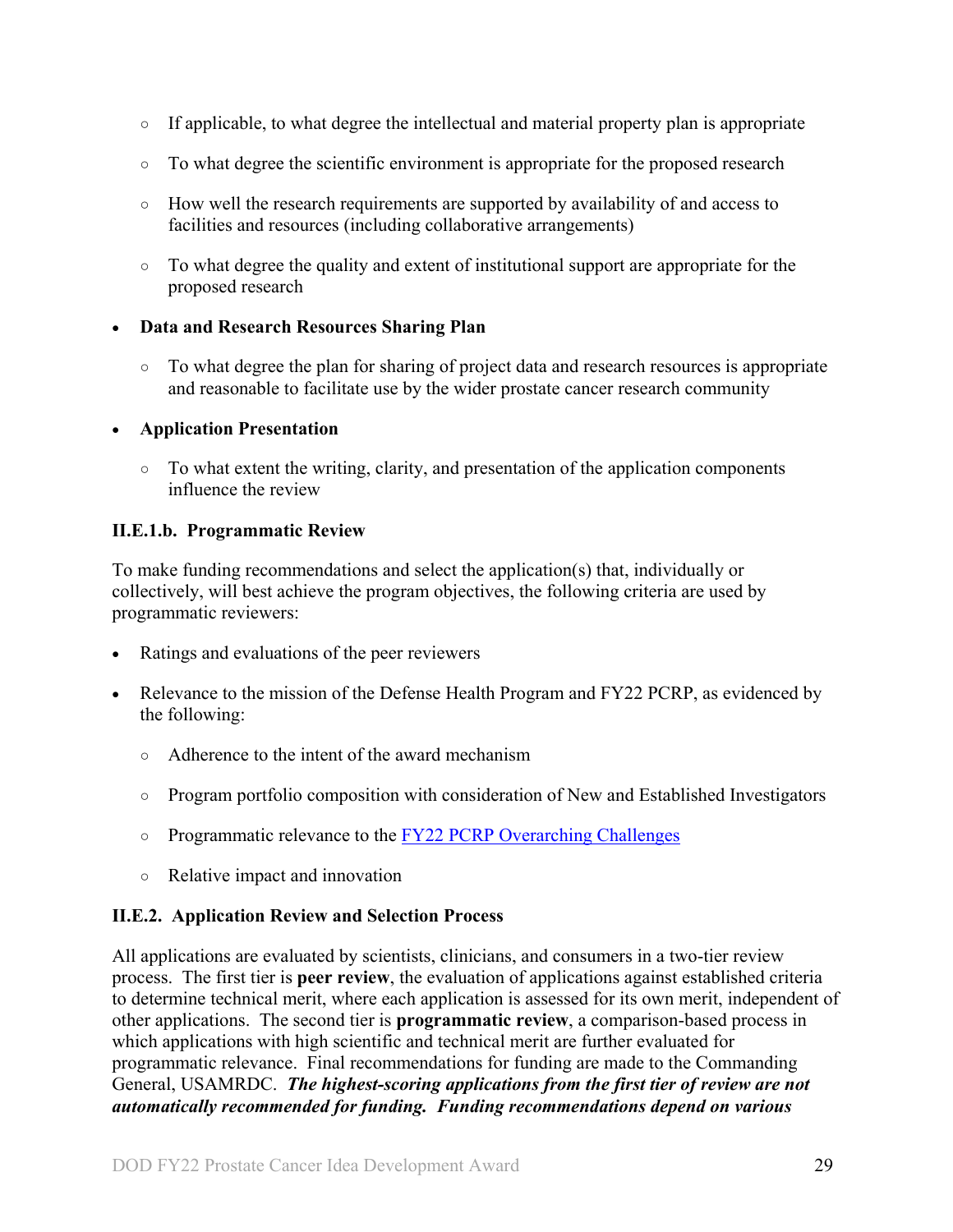- If applicable, to what degree the intellectual and material property plan is appropriate
  - To what degree the scientific environment is appropriate for the proposed research
  - How well the research requirements are supported by availability of and access to facilities and resources (including collaborative arrangements)
  - To what degree the quality and extent of institutional support are appropriate for the proposed research

- **Data and Research Resources Sharing Plan**
  - To what degree the plan for sharing of project data and research resources is appropriate and reasonable to facilitate use by the wider prostate cancer research community

- **Application Presentation**
  - To what extent the writing, clarity, and presentation of the application components influence the review

### II.E.1.b. Programmatic Review

To make funding recommendations and select the application(s) that, individually or collectively, will best achieve the program objectives, the following criteria are used by programmatic reviewers:

- Ratings and evaluations of the peer reviewers
- Relevance to the mission of the Defense Health Program and FY22 PCRP, as evidenced by the following:
  - Adherence to the intent of the award mechanism
  - Program portfolio composition with consideration of New and Established Investigators
  - Programmatic relevance to the FY22 PCRP Overarching Challenges
  - Relative impact and innovation

### II.E.2. Application Review and Selection Process

All applications are evaluated by scientists, clinicians, and consumers in a two-tier review process. The first tier is **peer review**, the evaluation of applications against established criteria to determine technical merit, where each application is assessed for its own merit, independent of other applications. The second tier is **programmatic review**, a comparison-based process in which applications with high scientific and technical merit are further evaluated for programmatic relevance. Final recommendations for funding are made to the Commanding General, USAMRDC. ***The highest-scoring applications from the first tier of review are not automatically recommended for funding. Funding recommendations depend on various***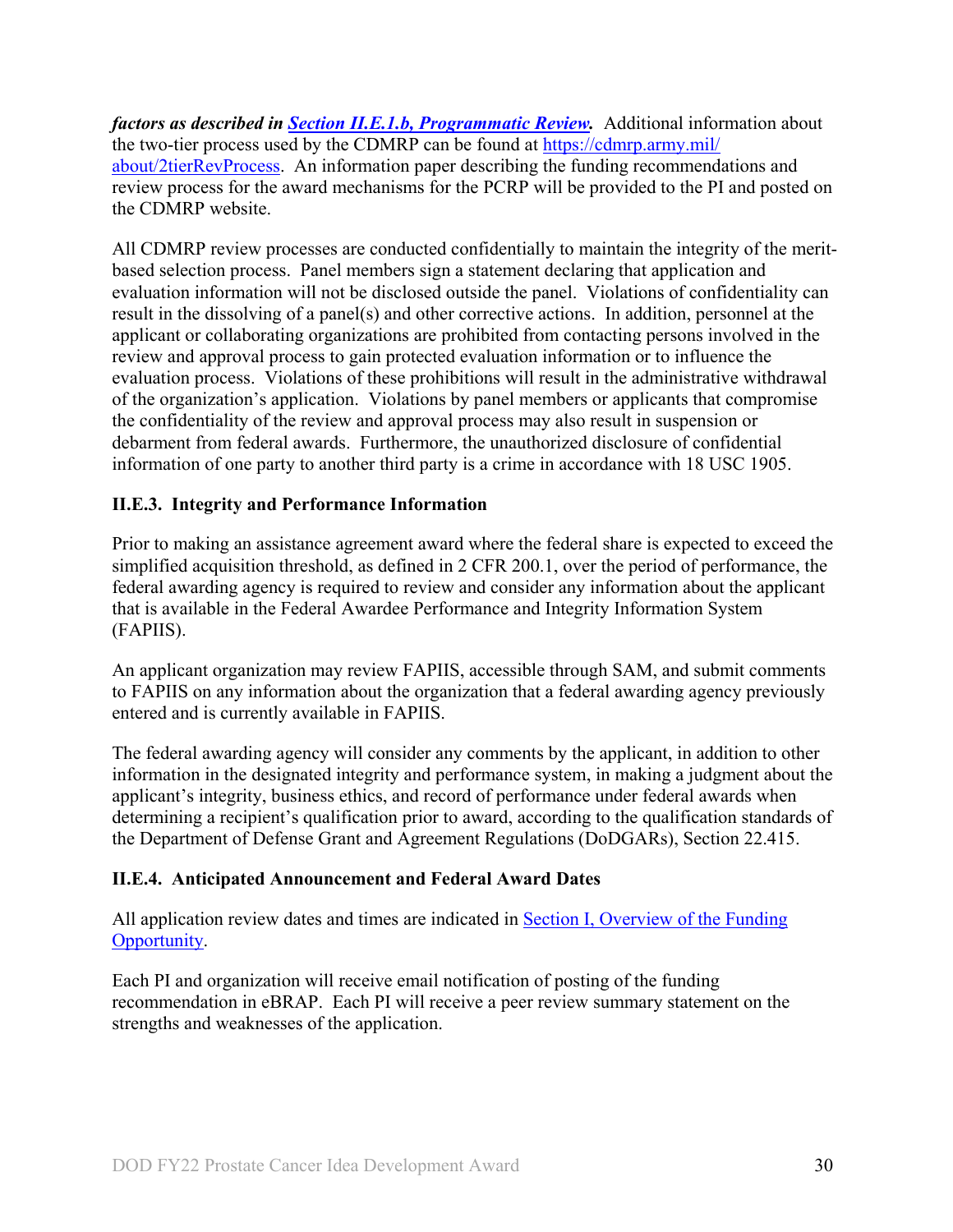***factors as described in [Section II.E.1.b, Programmatic Review](#).*** Additional information about the two-tier process used by the CDMRP can be found at [https://cdmrp.army.mil/about/2tierRevProcess](https://cdmrp.army.mil/about/2tierRevProcess). An information paper describing the funding recommendations and review process for the award mechanisms for the PCRP will be provided to the PI and posted on the CDMRP website.

All CDMRP review processes are conducted confidentially to maintain the integrity of the merit-based selection process. Panel members sign a statement declaring that application and evaluation information will not be disclosed outside the panel. Violations of confidentiality can result in the dissolving of a panel(s) and other corrective actions. In addition, personnel at the applicant or collaborating organizations are prohibited from contacting persons involved in the review and approval process to gain protected evaluation information or to influence the evaluation process. Violations of these prohibitions will result in the administrative withdrawal of the organization's application. Violations by panel members or applicants that compromise the confidentiality of the review and approval process may also result in suspension or debarment from federal awards. Furthermore, the unauthorized disclosure of confidential information of one party to another third party is a crime in accordance with 18 USC 1905.

### II.E.3. Integrity and Performance Information

Prior to making an assistance agreement award where the federal share is expected to exceed the simplified acquisition threshold, as defined in 2 CFR 200.1, over the period of performance, the federal awarding agency is required to review and consider any information about the applicant that is available in the Federal Awardee Performance and Integrity Information System (FAPIIS).

An applicant organization may review FAPIIS, accessible through SAM, and submit comments to FAPIIS on any information about the organization that a federal awarding agency previously entered and is currently available in FAPIIS.

The federal awarding agency will consider any comments by the applicant, in addition to other information in the designated integrity and performance system, in making a judgment about the applicant's integrity, business ethics, and record of performance under federal awards when determining a recipient's qualification prior to award, according to the qualification standards of the Department of Defense Grant and Agreement Regulations (DoDGARs), Section 22.415.

### II.E.4. Anticipated Announcement and Federal Award Dates

All application review dates and times are indicated in [Section I, Overview of the Funding Opportunity](#).

Each PI and organization will receive email notification of posting of the funding recommendation in eBRAP. Each PI will receive a peer review summary statement on the strengths and weaknesses of the application.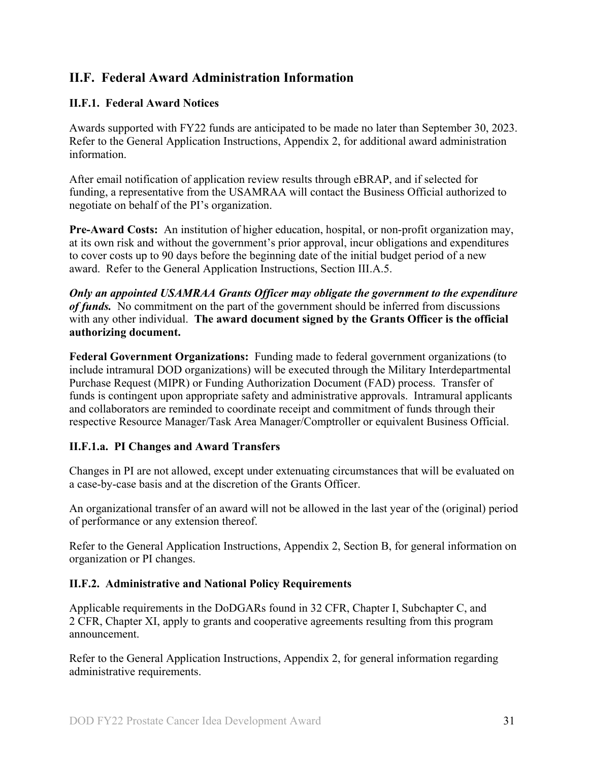## II.F. Federal Award Administration Information

### II.F.1. Federal Award Notices

Awards supported with FY22 funds are anticipated to be made no later than September 30, 2023. Refer to the General Application Instructions, Appendix 2, for additional award administration information.

After email notification of application review results through eBRAP, and if selected for funding, a representative from the USAMRAA will contact the Business Official authorized to negotiate on behalf of the PI's organization.

**Pre-Award Costs:** An institution of higher education, hospital, or non-profit organization may, at its own risk and without the government's prior approval, incur obligations and expenditures to cover costs up to 90 days before the beginning date of the initial budget period of a new award. Refer to the General Application Instructions, Section III.A.5.

***Only an appointed USAMRAA Grants Officer may obligate the government to the expenditure of funds.*** No commitment on the part of the government should be inferred from discussions with any other individual. **The award document signed by the Grants Officer is the official authorizing document.**

**Federal Government Organizations:** Funding made to federal government organizations (to include intramural DOD organizations) will be executed through the Military Interdepartmental Purchase Request (MIPR) or Funding Authorization Document (FAD) process. Transfer of funds is contingent upon appropriate safety and administrative approvals. Intramural applicants and collaborators are reminded to coordinate receipt and commitment of funds through their respective Resource Manager/Task Area Manager/Comptroller or equivalent Business Official.

#### II.F.1.a. PI Changes and Award Transfers

Changes in PI are not allowed, except under extenuating circumstances that will be evaluated on a case-by-case basis and at the discretion of the Grants Officer.

An organizational transfer of an award will not be allowed in the last year of the (original) period of performance or any extension thereof.

Refer to the General Application Instructions, Appendix 2, Section B, for general information on organization or PI changes.

### II.F.2. Administrative and National Policy Requirements

Applicable requirements in the DoDGARs found in 32 CFR, Chapter I, Subchapter C, and 2 CFR, Chapter XI, apply to grants and cooperative agreements resulting from this program announcement.

Refer to the General Application Instructions, Appendix 2, for general information regarding administrative requirements.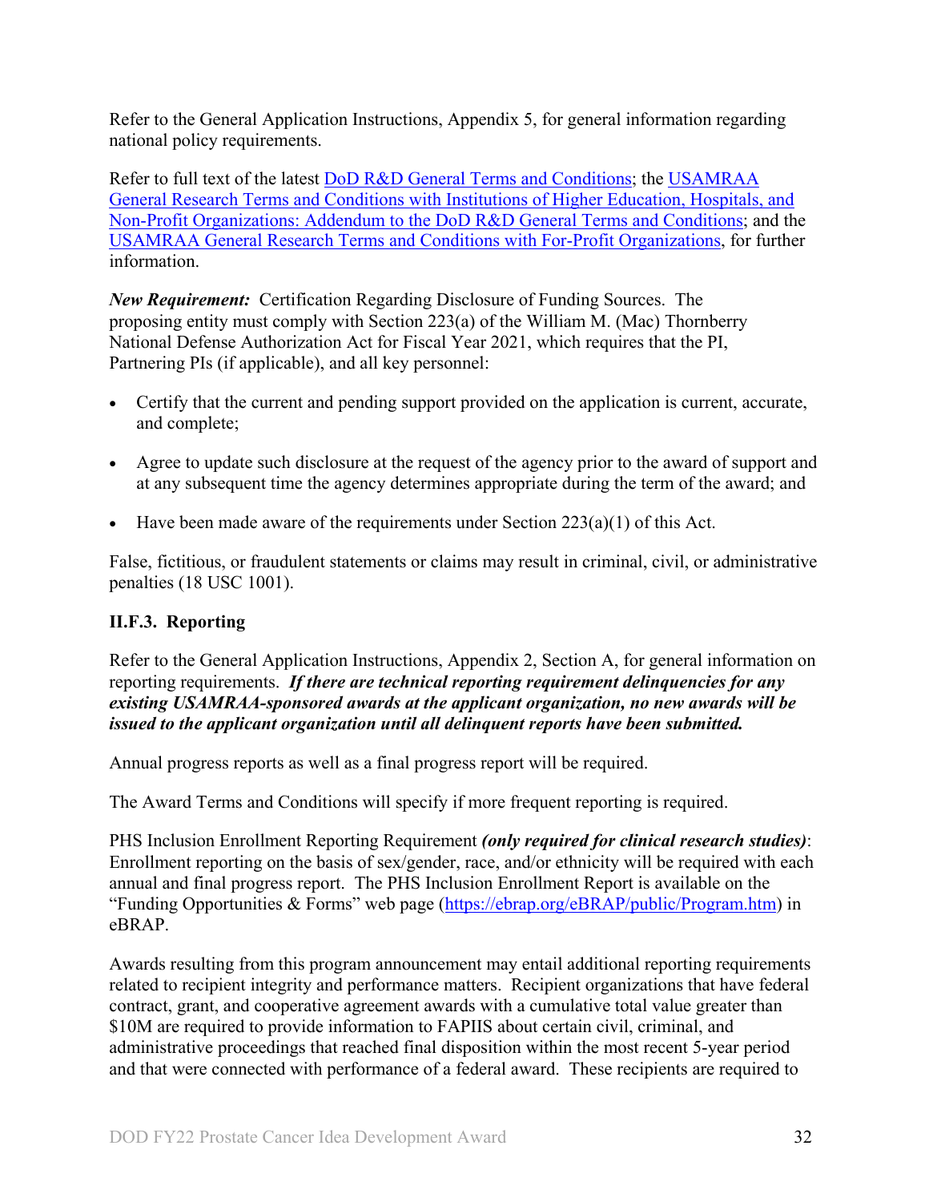Refer to the General Application Instructions, Appendix 5, for general information regarding national policy requirements.

Refer to full text of the latest [DoD R&D General Terms and Conditions](); the [USAMRAA General Research Terms and Conditions with Institutions of Higher Education, Hospitals, and Non-Profit Organizations: Addendum to the DoD R&D General Terms and Conditions](); and the [USAMRAA General Research Terms and Conditions with For-Profit Organizations](), for further information.

***New Requirement:*** Certification Regarding Disclosure of Funding Sources. The proposing entity must comply with Section 223(a) of the William M. (Mac) Thornberry National Defense Authorization Act for Fiscal Year 2021, which requires that the PI, Partnering PIs (if applicable), and all key personnel:

- Certify that the current and pending support provided on the application is current, accurate, and complete;
- Agree to update such disclosure at the request of the agency prior to the award of support and at any subsequent time the agency determines appropriate during the term of the award; and
- Have been made aware of the requirements under Section 223(a)(1) of this Act.

False, fictitious, or fraudulent statements or claims may result in criminal, civil, or administrative penalties (18 USC 1001).

### II.F.3. Reporting

Refer to the General Application Instructions, Appendix 2, Section A, for general information on reporting requirements. ***If there are technical reporting requirement delinquencies for any existing USAMRAA-sponsored awards at the applicant organization, no new awards will be issued to the applicant organization until all delinquent reports have been submitted.***

Annual progress reports as well as a final progress report will be required.

The Award Terms and Conditions will specify if more frequent reporting is required.

PHS Inclusion Enrollment Reporting Requirement ***(only required for clinical research studies)***: Enrollment reporting on the basis of sex/gender, race, and/or ethnicity will be required with each annual and final progress report. The PHS Inclusion Enrollment Report is available on the "Funding Opportunities & Forms" web page (https://ebrap.org/eBRAP/public/Program.htm) in eBRAP.

Awards resulting from this program announcement may entail additional reporting requirements related to recipient integrity and performance matters. Recipient organizations that have federal contract, grant, and cooperative agreement awards with a cumulative total value greater than $10M are required to provide information to FAPIIS about certain civil, criminal, and administrative proceedings that reached final disposition within the most recent 5-year period and that were connected with performance of a federal award. These recipients are required to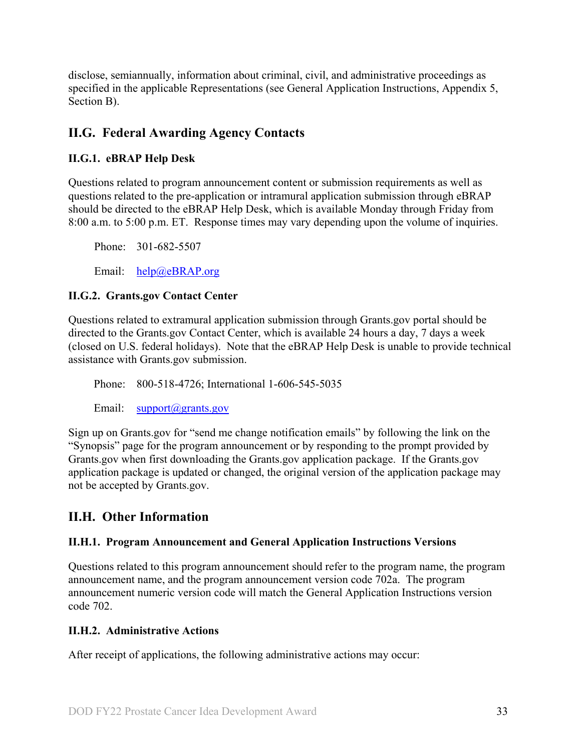disclose, semiannually, information about criminal, civil, and administrative proceedings as specified in the applicable Representations (see General Application Instructions, Appendix 5, Section B).

## II.G. Federal Awarding Agency Contacts

### II.G.1. eBRAP Help Desk

Questions related to program announcement content or submission requirements as well as questions related to the pre-application or intramural application submission through eBRAP should be directed to the eBRAP Help Desk, which is available Monday through Friday from 8:00 a.m. to 5:00 p.m. ET. Response times may vary depending upon the volume of inquiries.

Phone: 301-682-5507

Email: help@eBRAP.org

### II.G.2. Grants.gov Contact Center

Questions related to extramural application submission through Grants.gov portal should be directed to the Grants.gov Contact Center, which is available 24 hours a day, 7 days a week (closed on U.S. federal holidays). Note that the eBRAP Help Desk is unable to provide technical assistance with Grants.gov submission.

Phone: 800-518-4726; International 1-606-545-5035

Email: support@grants.gov

Sign up on Grants.gov for "send me change notification emails" by following the link on the "Synopsis" page for the program announcement or by responding to the prompt provided by Grants.gov when first downloading the Grants.gov application package. If the Grants.gov application package is updated or changed, the original version of the application package may not be accepted by Grants.gov.

## II.H. Other Information

### II.H.1. Program Announcement and General Application Instructions Versions

Questions related to this program announcement should refer to the program name, the program announcement name, and the program announcement version code 702a. The program announcement numeric version code will match the General Application Instructions version code 702.

### II.H.2. Administrative Actions

After receipt of applications, the following administrative actions may occur: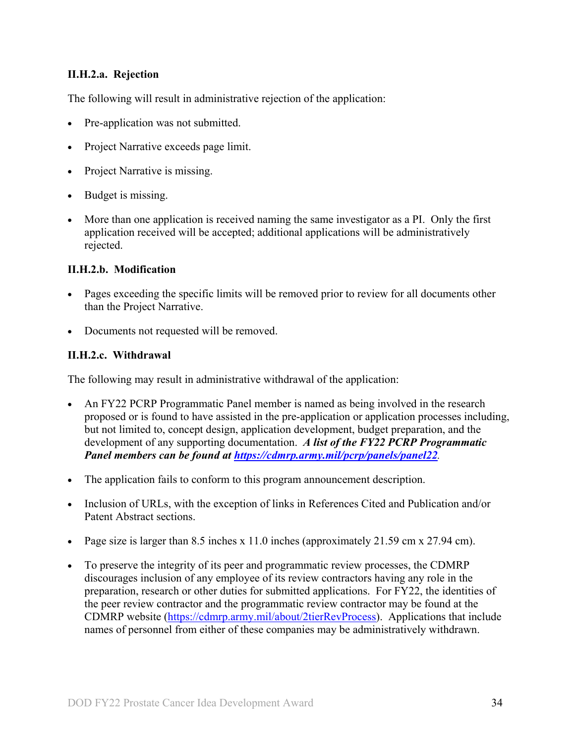#### II.H.2.a. Rejection

The following will result in administrative rejection of the application:

- Pre-application was not submitted.
- Project Narrative exceeds page limit.
- Project Narrative is missing.
- Budget is missing.
- More than one application is received naming the same investigator as a PI. Only the first application received will be accepted; additional applications will be administratively rejected.

#### II.H.2.b. Modification

- Pages exceeding the specific limits will be removed prior to review for all documents other than the Project Narrative.
- Documents not requested will be removed.

#### II.H.2.c. Withdrawal

The following may result in administrative withdrawal of the application:

- An FY22 PCRP Programmatic Panel member is named as being involved in the research proposed or is found to have assisted in the pre-application or application processes including, but not limited to, concept design, application development, budget preparation, and the development of any supporting documentation. ***A list of the FY22 PCRP Programmatic Panel members can be found at [https://cdmrp.army.mil/pcrp/panels/panel22](https://cdmrp.army.mil/pcrp/panels/panel22).***
- The application fails to conform to this program announcement description.
- Inclusion of URLs, with the exception of links in References Cited and Publication and/or Patent Abstract sections.
- Page size is larger than 8.5 inches x 11.0 inches (approximately 21.59 cm x 27.94 cm).
- To preserve the integrity of its peer and programmatic review processes, the CDMRP discourages inclusion of any employee of its review contractors having any role in the preparation, research or other duties for submitted applications. For FY22, the identities of the peer review contractor and the programmatic review contractor may be found at the CDMRP website ([https://cdmrp.army.mil/about/2tierRevProcess](https://cdmrp.army.mil/about/2tierRevProcess)). Applications that include names of personnel from either of these companies may be administratively withdrawn.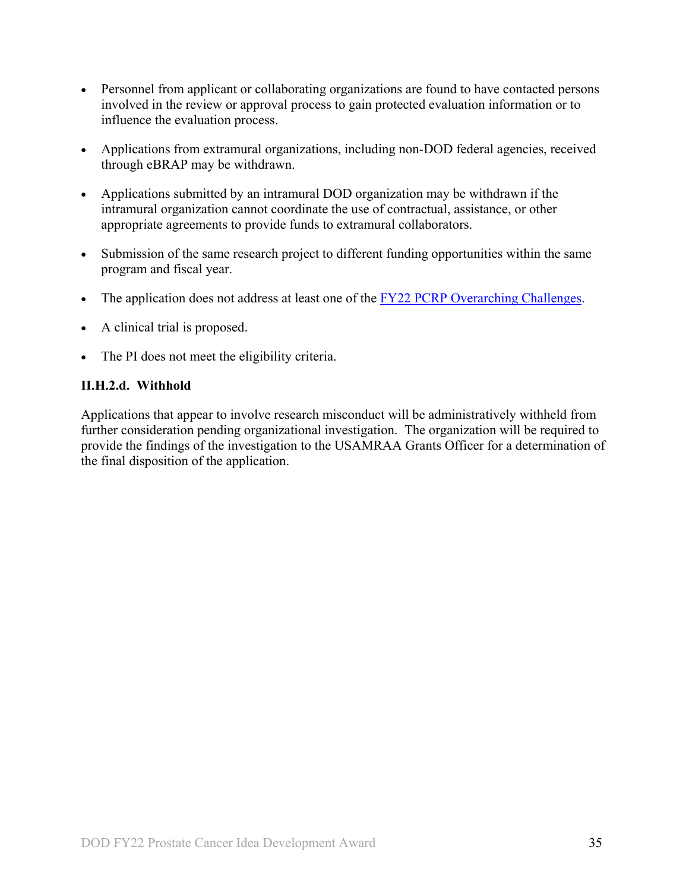- Personnel from applicant or collaborating organizations are found to have contacted persons involved in the review or approval process to gain protected evaluation information or to influence the evaluation process.
- Applications from extramural organizations, including non-DOD federal agencies, received through eBRAP may be withdrawn.
- Applications submitted by an intramural DOD organization may be withdrawn if the intramural organization cannot coordinate the use of contractual, assistance, or other appropriate agreements to provide funds to extramural collaborators.
- Submission of the same research project to different funding opportunities within the same program and fiscal year.
- The application does not address at least one of the FY22 PCRP Overarching Challenges.
- A clinical trial is proposed.
- The PI does not meet the eligibility criteria.

#### II.H.2.d. Withhold

Applications that appear to involve research misconduct will be administratively withheld from further consideration pending organizational investigation. The organization will be required to provide the findings of the investigation to the USAMRAA Grants Officer for a determination of the final disposition of the application.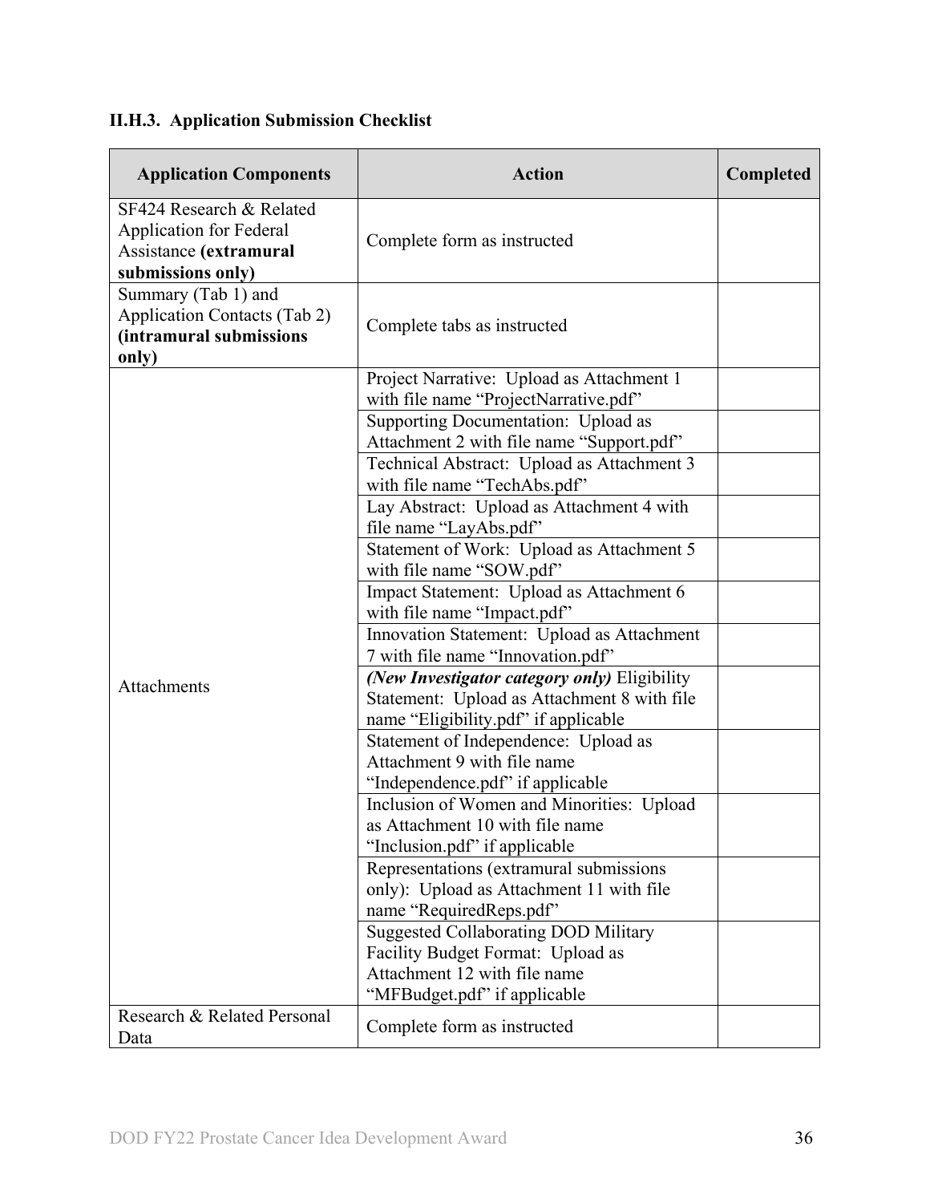### II.H.3. Application Submission Checklist

| Application Components | Action | Completed |
|---|---|---|
| SF424 Research & Related Application for Federal Assistance **(extramural submissions only)** | Complete form as instructed | |
| Summary (Tab 1) and Application Contacts (Tab 2) **(intramural submissions only)** | Complete tabs as instructed | |
| Attachments | Project Narrative: Upload as Attachment 1 with file name "ProjectNarrative.pdf" | |
| | Supporting Documentation: Upload as Attachment 2 with file name "Support.pdf" | |
| | Technical Abstract: Upload as Attachment 3 with file name "TechAbs.pdf" | |
| | Lay Abstract: Upload as Attachment 4 with file name "LayAbs.pdf" | |
| | Statement of Work: Upload as Attachment 5 with file name "SOW.pdf" | |
| | Impact Statement: Upload as Attachment 6 with file name "Impact.pdf" | |
| | Innovation Statement: Upload as Attachment 7 with file name "Innovation.pdf" | |
| | ***(New Investigator category only)*** Eligibility Statement: Upload as Attachment 8 with file name "Eligibility.pdf" if applicable | |
| | Statement of Independence: Upload as Attachment 9 with file name "Independence.pdf" if applicable | |
| | Inclusion of Women and Minorities: Upload as Attachment 10 with file name "Inclusion.pdf" if applicable | |
| | Representations (extramural submissions only): Upload as Attachment 11 with file name "RequiredReps.pdf" | |
| | Suggested Collaborating DOD Military Facility Budget Format: Upload as Attachment 12 with file name "MFBudget.pdf" if applicable | |
| Research & Related Personal Data | Complete form as instructed | |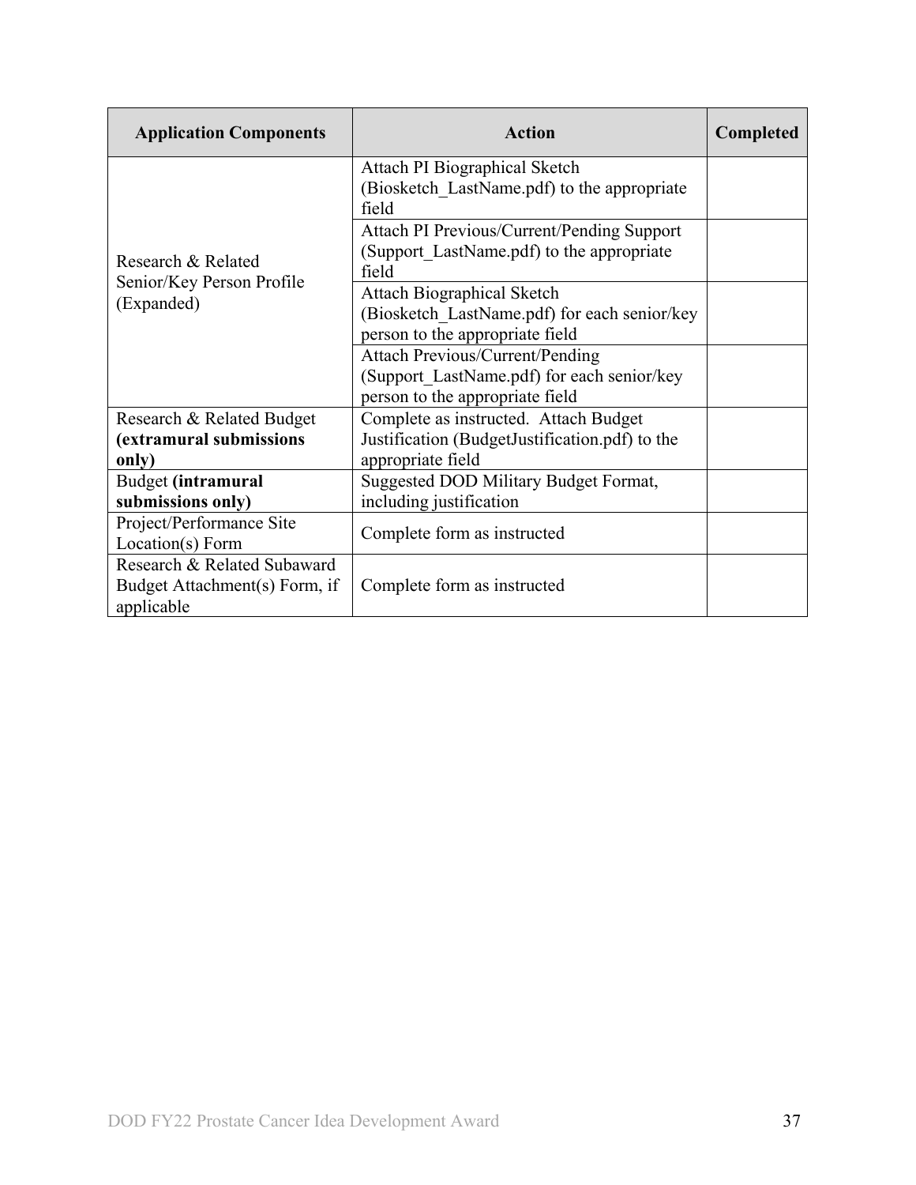| Application Components | Action | Completed |
|---|---|---|
| Research & Related Senior/Key Person Profile (Expanded) | Attach PI Biographical Sketch (Biosketch_LastName.pdf) to the appropriate field | |
| | Attach PI Previous/Current/Pending Support (Support_LastName.pdf) to the appropriate field | |
| | Attach Biographical Sketch (Biosketch_LastName.pdf) for each senior/key person to the appropriate field | |
| | Attach Previous/Current/Pending (Support_LastName.pdf) for each senior/key person to the appropriate field | |
| Research & Related Budget **(extramural submissions only)** | Complete as instructed. Attach Budget Justification (BudgetJustification.pdf) to the appropriate field | |
| Budget **(intramural submissions only)** | Suggested DOD Military Budget Format, including justification | |
| Project/Performance Site Location(s) Form | Complete form as instructed | |
| Research & Related Subaward Budget Attachment(s) Form, if applicable | Complete form as instructed | |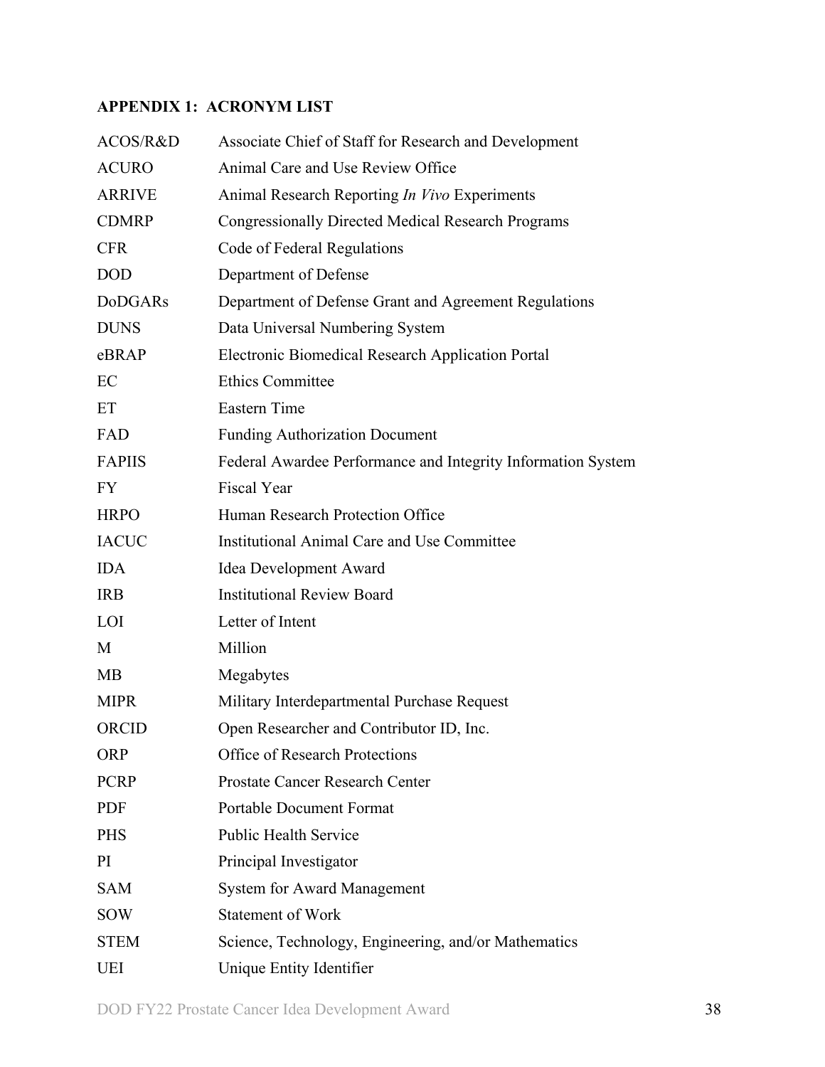## APPENDIX 1: ACRONYM LIST

| | |
|---|---|
| ACOS/R&D | Associate Chief of Staff for Research and Development |
| ACURO | Animal Care and Use Review Office |
| ARRIVE | Animal Research Reporting *In Vivo* Experiments |
| CDMRP | Congressionally Directed Medical Research Programs |
| CFR | Code of Federal Regulations |
| DOD | Department of Defense |
| DoDGARs | Department of Defense Grant and Agreement Regulations |
| DUNS | Data Universal Numbering System |
| eBRAP | Electronic Biomedical Research Application Portal |
| EC | Ethics Committee |
| ET | Eastern Time |
| FAD | Funding Authorization Document |
| FAPIIS | Federal Awardee Performance and Integrity Information System |
| FY | Fiscal Year |
| HRPO | Human Research Protection Office |
| IACUC | Institutional Animal Care and Use Committee |
| IDA | Idea Development Award |
| IRB | Institutional Review Board |
| LOI | Letter of Intent |
| M | Million |
| MB | Megabytes |
| MIPR | Military Interdepartmental Purchase Request |
| ORCID | Open Researcher and Contributor ID, Inc. |
| ORP | Office of Research Protections |
| PCRP | Prostate Cancer Research Center |
| PDF | Portable Document Format |
| PHS | Public Health Service |
| PI | Principal Investigator |
| SAM | System for Award Management |
| SOW | Statement of Work |
| STEM | Science, Technology, Engineering, and/or Mathematics |
| UEI | Unique Entity Identifier |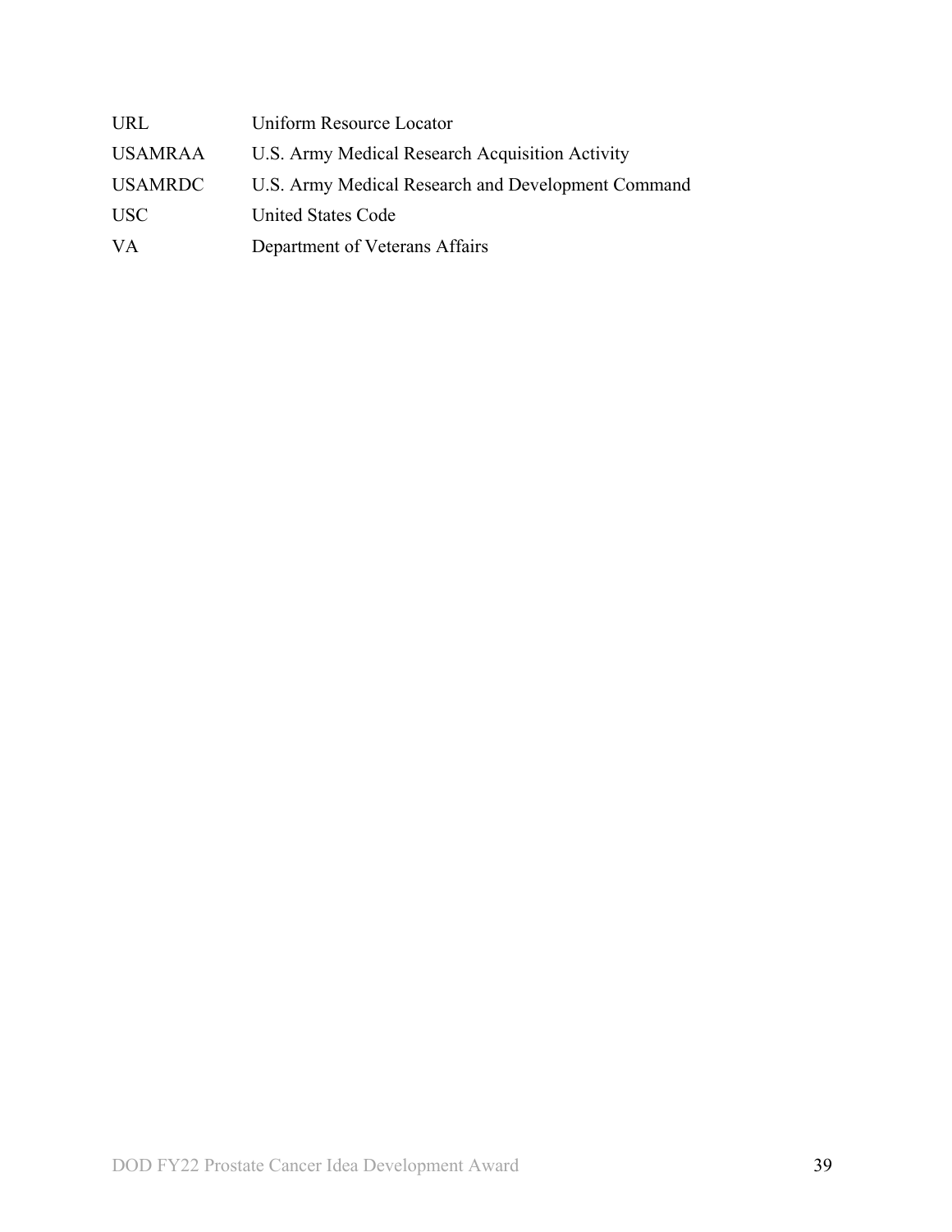| | |
|---|---|
| URL | Uniform Resource Locator |
| USAMRAA | U.S. Army Medical Research Acquisition Activity |
| USAMRDC | U.S. Army Medical Research and Development Command |
| USC | United States Code |
| VA | Department of Veterans Affairs |